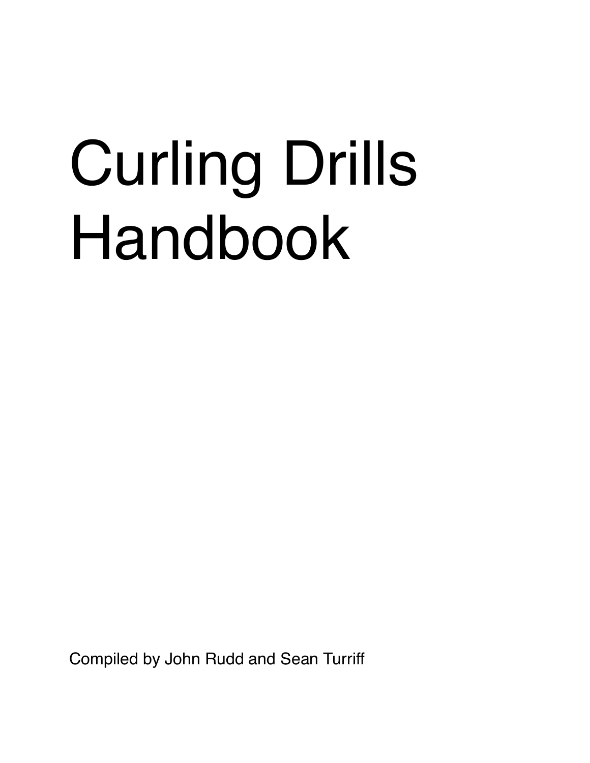# Curling Drills Handbook

Compiled by John Rudd and Sean Turriff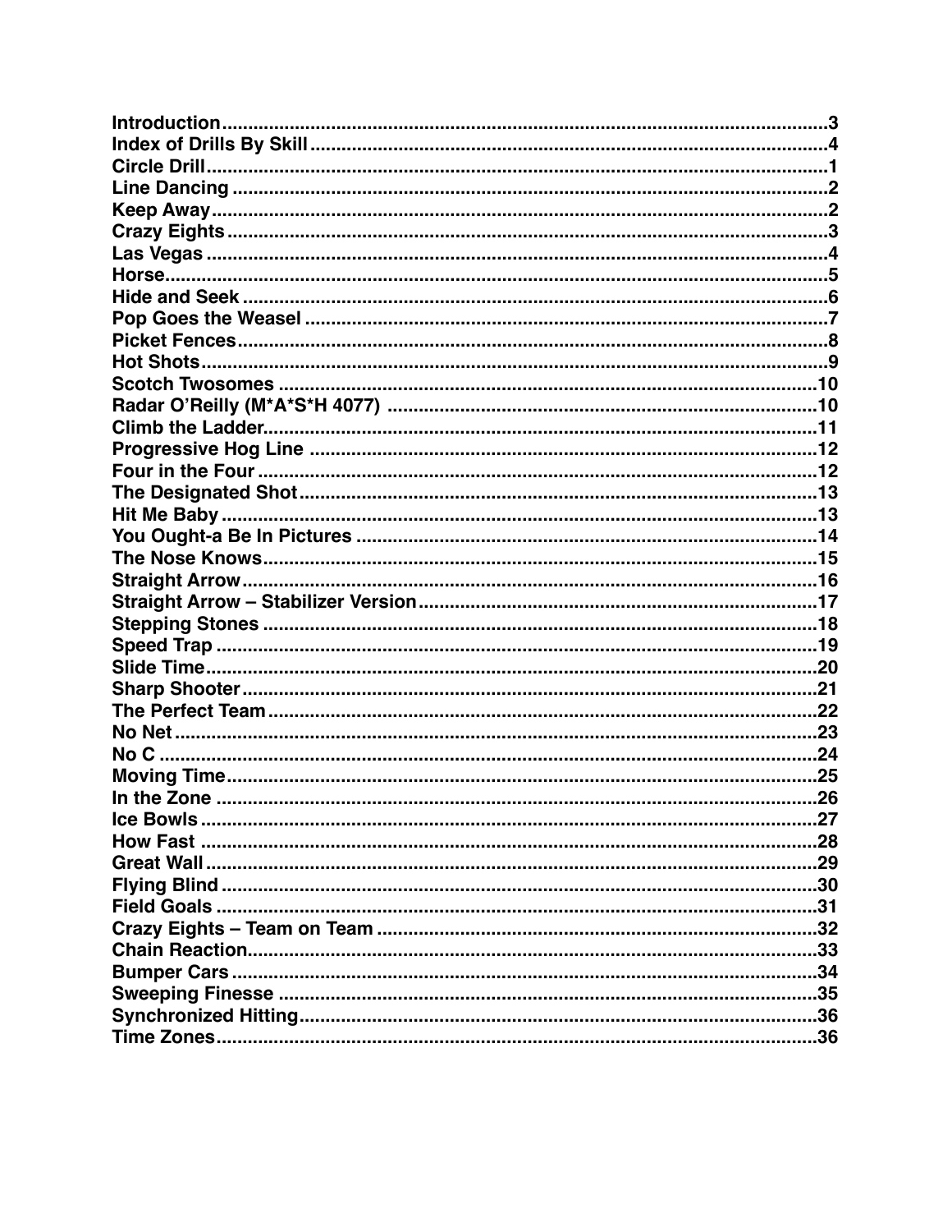**Introduction**....................................................................................................3
**Index of Drills By Skill**....................................................................................4
**Circle Drill**.......................................................................................................1
**Line Dancing**...................................................................................................2
**Keep Away**......................................................................................................2
**Crazy Eights**...................................................................................................3
**Las Vegas**.......................................................................................................4
**Horse**...............................................................................................................5
**Hide and Seek**................................................................................................6
**Pop Goes the Weasel**....................................................................................7
**Picket Fences**..................................................................................................8
**Hot Shots**........................................................................................................9
**Scotch Twosomes**.........................................................................................10
**Radar O'Reilly (M*A*S*H 4077)**...................................................................10
**Climb the Ladder**...........................................................................................11
**Progressive Hog Line**...................................................................................12
**Four in the Four**.............................................................................................12
**The Designated Shot**....................................................................................13
**Hit Me Baby**...................................................................................................13
**You Ought-a Be In Pictures**.........................................................................14
**The Nose Knows**...........................................................................................15
**Straight Arrow**...............................................................................................16
**Straight Arrow – Stabilizer Version**..............................................................17
**Stepping Stones**............................................................................................18
**Speed Trap**....................................................................................................19
**Slide Time**......................................................................................................20
**Sharp Shooter**...............................................................................................21
**The Perfect Team**..........................................................................................22
**No Net**............................................................................................................23
**No C**...............................................................................................................24
**Moving Time**..................................................................................................25
**In the Zone**.....................................................................................................26
**Ice Bowls**.......................................................................................................27
**How Fast**........................................................................................................28
**Great Wall**......................................................................................................29
**Flying Blind**....................................................................................................30
**Field Goals**.....................................................................................................31
**Crazy Eights – Team on Team**.....................................................................32
**Chain Reaction**..............................................................................................33
**Bumper Cars**.................................................................................................34
**Sweeping Finesse**........................................................................................35
**Synchronized Hitting**....................................................................................36
**Time Zones**....................................................................................................36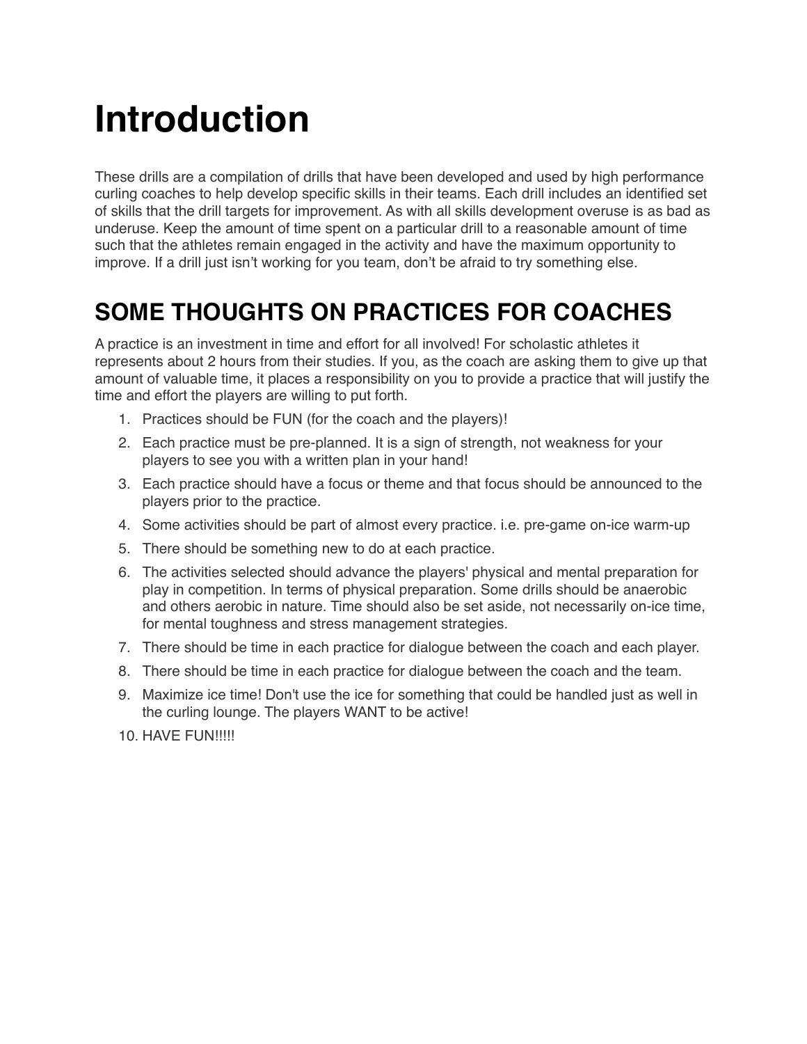# Introduction

These drills are a compilation of drills that have been developed and used by high performance curling coaches to help develop specific skills in their teams. Each drill includes an identified set of skills that the drill targets for improvement. As with all skills development overuse is as bad as underuse. Keep the amount of time spent on a particular drill to a reasonable amount of time such that the athletes remain engaged in the activity and have the maximum opportunity to improve. If a drill just isn't working for you team, don't be afraid to try something else.

## SOME THOUGHTS ON PRACTICES FOR COACHES

A practice is an investment in time and effort for all involved! For scholastic athletes it represents about 2 hours from their studies. If you, as the coach are asking them to give up that amount of valuable time, it places a responsibility on you to provide a practice that will justify the time and effort the players are willing to put forth.

1. Practices should be FUN (for the coach and the players)!
2. Each practice must be pre-planned. It is a sign of strength, not weakness for your players to see you with a written plan in your hand!
3. Each practice should have a focus or theme and that focus should be announced to the players prior to the practice.
4. Some activities should be part of almost every practice. i.e. pre-game on-ice warm-up
5. There should be something new to do at each practice.
6. The activities selected should advance the players' physical and mental preparation for play in competition. In terms of physical preparation. Some drills should be anaerobic and others aerobic in nature. Time should also be set aside, not necessarily on-ice time, for mental toughness and stress management strategies.
7. There should be time in each practice for dialogue between the coach and each player.
8. There should be time in each practice for dialogue between the coach and the team.
9. Maximize ice time! Don't use the ice for something that could be handled just as well in the curling lounge. The players WANT to be active!
10. HAVE FUN!!!!!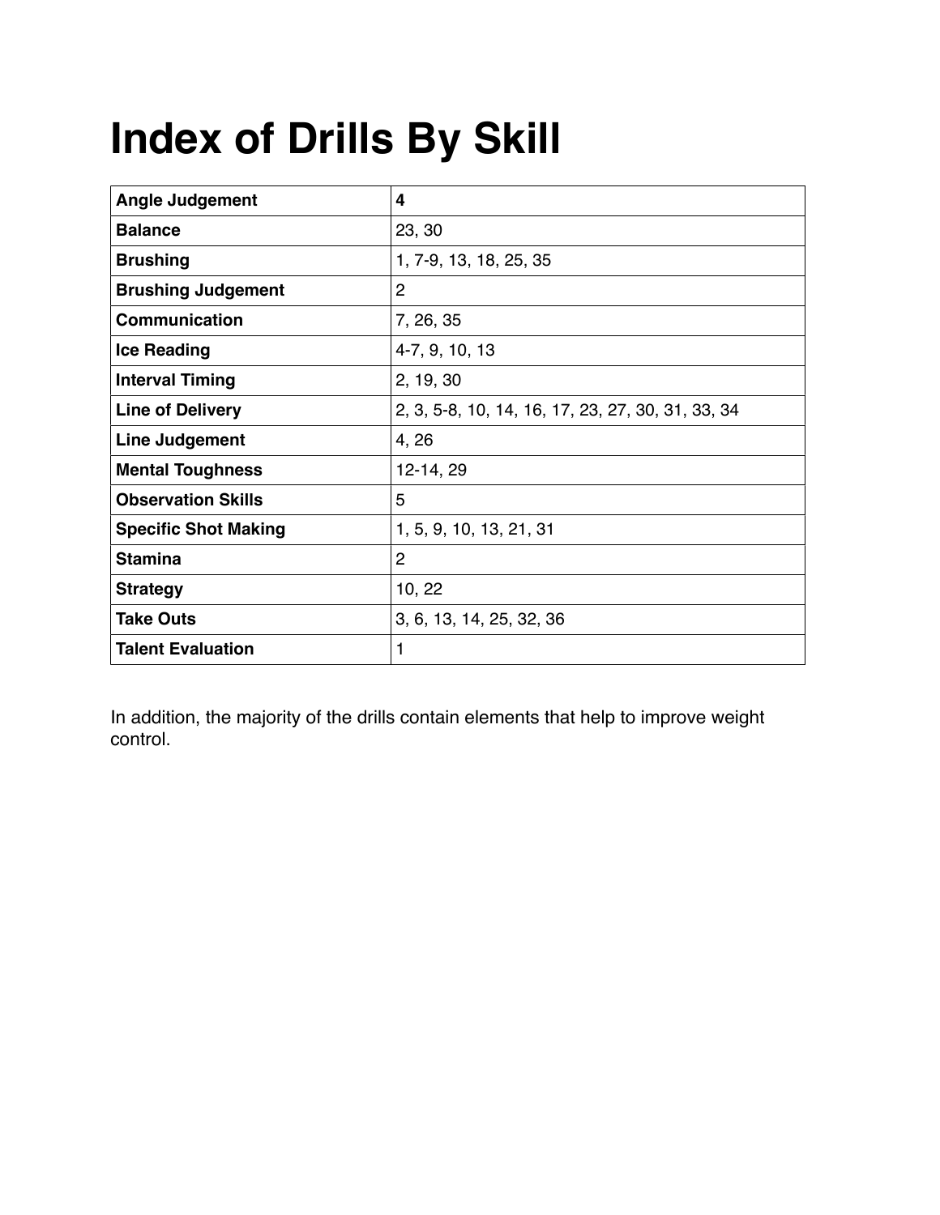# Index of Drills By Skill

| | |
|---|---|
| **Angle Judgement** | **4** |
| **Balance** | 23, 30 |
| **Brushing** | 1, 7-9, 13, 18, 25, 35 |
| **Brushing Judgement** | 2 |
| **Communication** | 7, 26, 35 |
| **Ice Reading** | 4-7, 9, 10, 13 |
| **Interval Timing** | 2, 19, 30 |
| **Line of Delivery** | 2, 3, 5-8, 10, 14, 16, 17, 23, 27, 30, 31, 33, 34 |
| **Line Judgement** | 4, 26 |
| **Mental Toughness** | 12-14, 29 |
| **Observation Skills** | 5 |
| **Specific Shot Making** | 1, 5, 9, 10, 13, 21, 31 |
| **Stamina** | 2 |
| **Strategy** | 10, 22 |
| **Take Outs** | 3, 6, 13, 14, 25, 32, 36 |
| **Talent Evaluation** | 1 |

In addition, the majority of the drills contain elements that help to improve weight control.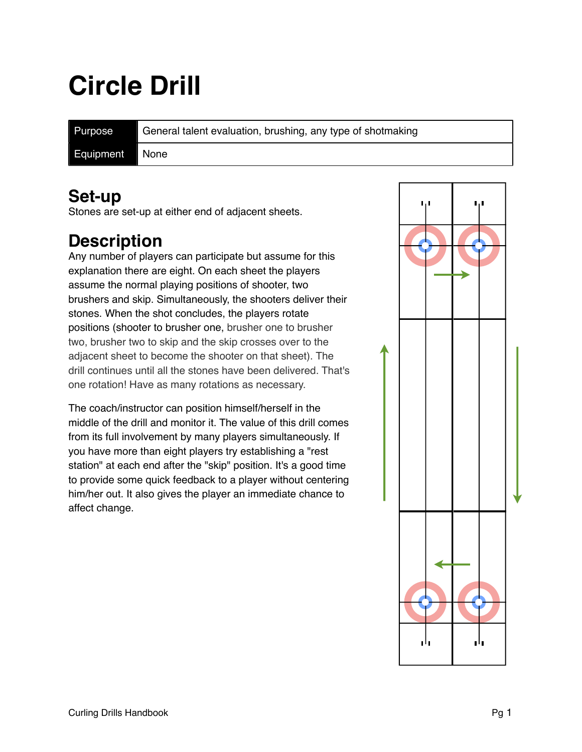# Circle Drill

| Purpose | General talent evaluation, brushing, any type of shotmaking |
| --- | --- |
| Equipment | None |

## Set-up

Stones are set-up at either end of adjacent sheets.

## Description

Any number of players can participate but assume for this explanation there are eight. On each sheet the players assume the normal playing positions of shooter, two brushers and skip. Simultaneously, the shooters deliver their stones. When the shot concludes, the players rotate positions (shooter to brusher one, brusher one to brusher two, brusher two to skip and the skip crosses over to the adjacent sheet to become the shooter on that sheet). The drill continues until all the stones have been delivered. That's one rotation! Have as many rotations as necessary.

The coach/instructor can position himself/herself in the middle of the drill and monitor it. The value of this drill comes from its full involvement by many players simultaneously. If you have more than eight players try establishing a "rest station" at each end after the "skip" position. It's a good time to provide some quick feedback to a player without centering him/her out. It also gives the player an immediate chance to affect change.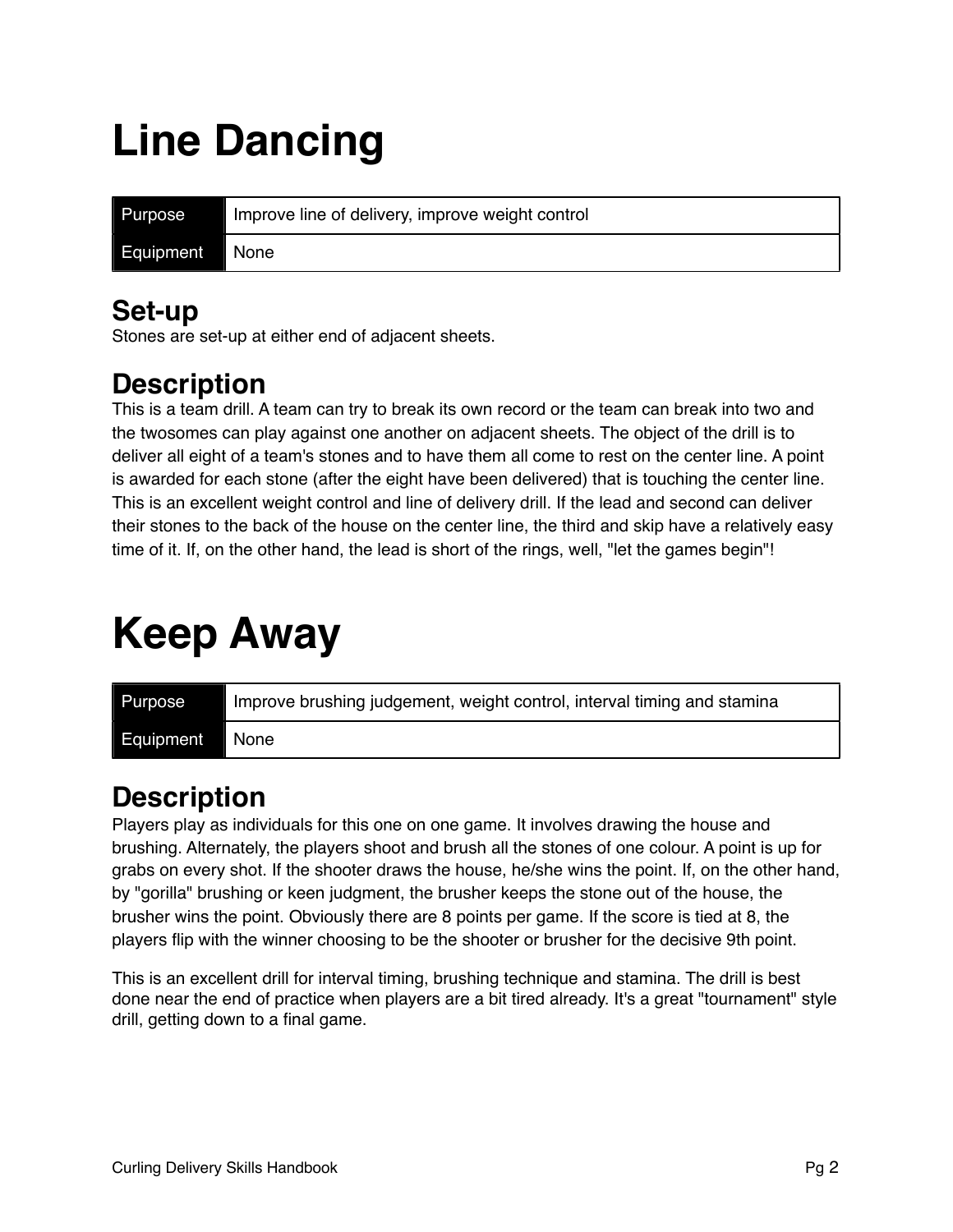# Line Dancing

| Purpose | Improve line of delivery, improve weight control |
|---|---|
| Equipment | None |

## Set-up

Stones are set-up at either end of adjacent sheets.

## Description

This is a team drill. A team can try to break its own record or the team can break into two and the twosomes can play against one another on adjacent sheets. The object of the drill is to deliver all eight of a team's stones and to have them all come to rest on the center line. A point is awarded for each stone (after the eight have been delivered) that is touching the center line. This is an excellent weight control and line of delivery drill. If the lead and second can deliver their stones to the back of the house on the center line, the third and skip have a relatively easy time of it. If, on the other hand, the lead is short of the rings, well, "let the games begin"!

# Keep Away

| Purpose | Improve brushing judgement, weight control, interval timing and stamina |
|---|---|
| Equipment | None |

## Description

Players play as individuals for this one on one game. It involves drawing the house and brushing. Alternately, the players shoot and brush all the stones of one colour. A point is up for grabs on every shot. If the shooter draws the house, he/she wins the point. If, on the other hand, by "gorilla" brushing or keen judgment, the brusher keeps the stone out of the house, the brusher wins the point. Obviously there are 8 points per game. If the score is tied at 8, the players flip with the winner choosing to be the shooter or brusher for the decisive 9th point.

This is an excellent drill for interval timing, brushing technique and stamina. The drill is best done near the end of practice when players are a bit tired already. It's a great "tournament" style drill, getting down to a final game.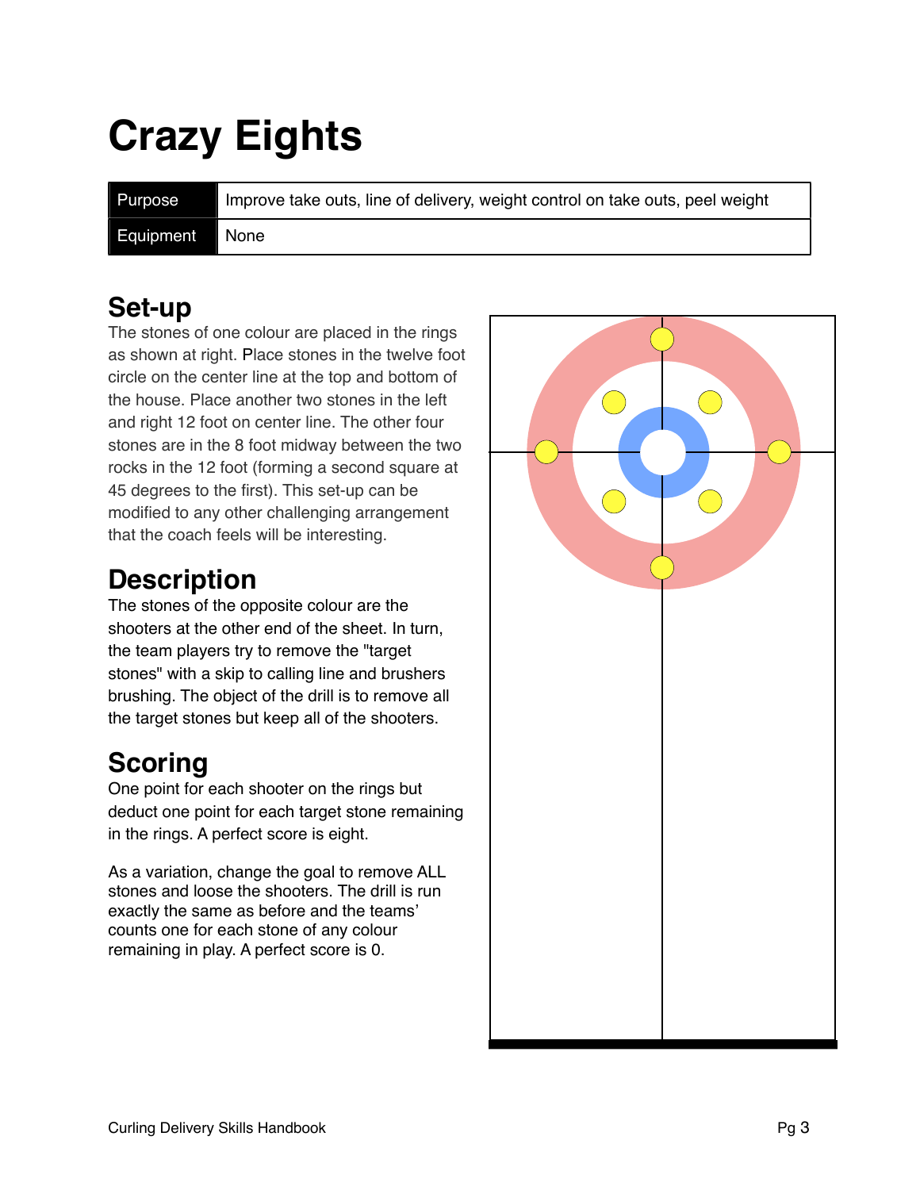# Crazy Eights

| Purpose | Improve take outs, line of delivery, weight control on take outs, peel weight |
|---|---|
| Equipment | None |

## Set-up

The stones of one colour are placed in the rings as shown at right. Place stones in the twelve foot circle on the center line at the top and bottom of the house. Place another two stones in the left and right 12 foot on center line. The other four stones are in the 8 foot midway between the two rocks in the 12 foot (forming a second square at 45 degrees to the first). This set-up can be modified to any other challenging arrangement that the coach feels will be interesting.

## Description

The stones of the opposite colour are the shooters at the other end of the sheet. In turn, the team players try to remove the "target stones" with a skip to calling line and brushers brushing. The object of the drill is to remove all the target stones but keep all of the shooters.

## Scoring

One point for each shooter on the rings but deduct one point for each target stone remaining in the rings. A perfect score is eight.

As a variation, change the goal to remove ALL stones and loose the shooters. The drill is run exactly the same as before and the teams' counts one for each stone of any colour remaining in play. A perfect score is 0.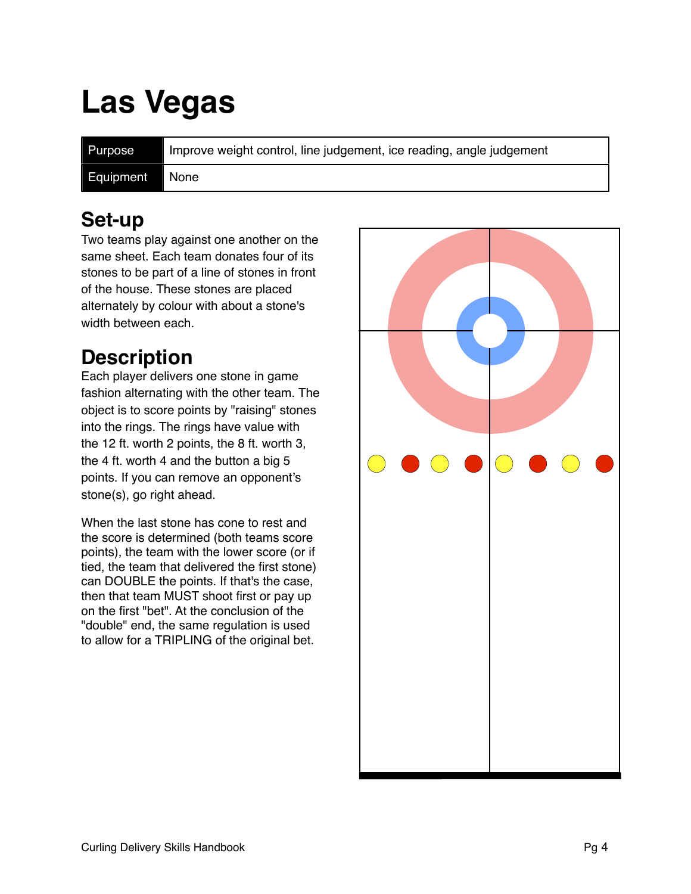# Las Vegas

| Purpose | Improve weight control, line judgement, ice reading, angle judgement |
|---|---|
| Equipment | None |

## Set-up

Two teams play against one another on the same sheet. Each team donates four of its stones to be part of a line of stones in front of the house. These stones are placed alternately by colour with about a stone's width between each.

## Description

Each player delivers one stone in game fashion alternating with the other team. The object is to score points by "raising" stones into the rings. The rings have value with the 12 ft. worth 2 points, the 8 ft. worth 3, the 4 ft. worth 4 and the button a big 5 points. If you can remove an opponent's stone(s), go right ahead.

When the last stone has cone to rest and the score is determined (both teams score points), the team with the lower score (or if tied, the team that delivered the first stone) can DOUBLE the points. If that's the case, then that team MUST shoot first or pay up on the first "bet". At the conclusion of the "double" end, the same regulation is used to allow for a TRIPLING of the original bet.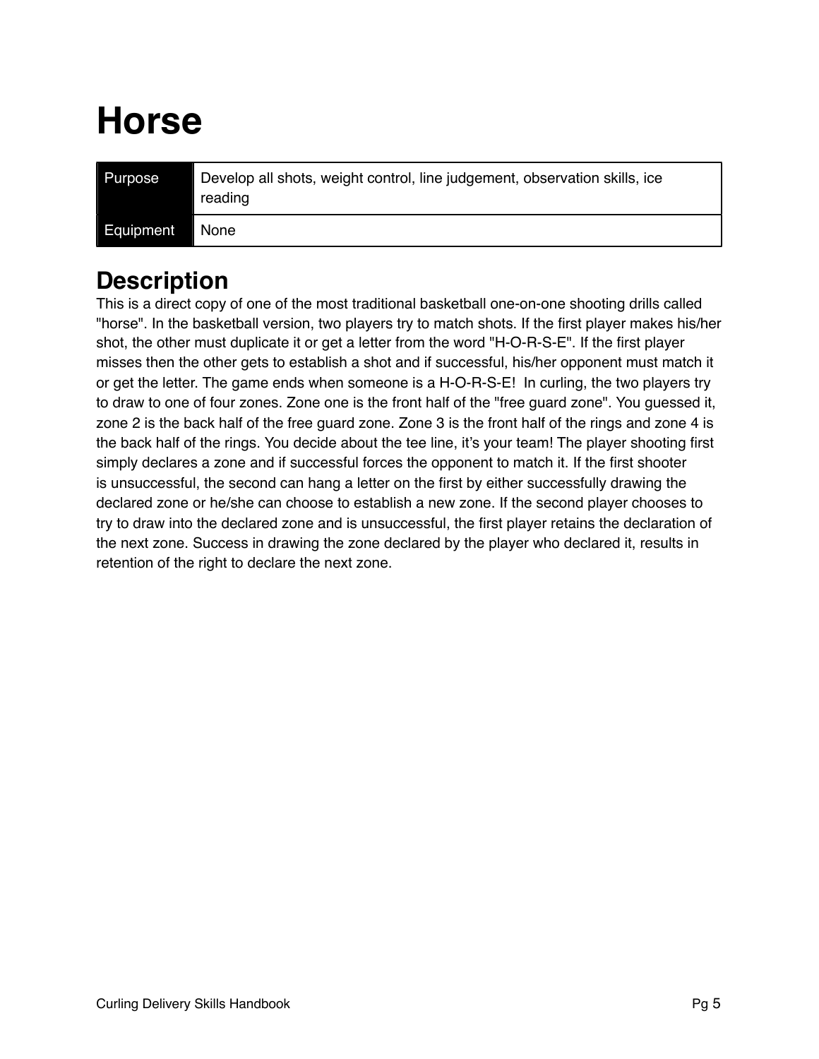# Horse

| Purpose | Develop all shots, weight control, line judgement, observation skills, ice reading |
|---|---|
| Equipment | None |

## Description

This is a direct copy of one of the most traditional basketball one-on-one shooting drills called "horse". In the basketball version, two players try to match shots. If the first player makes his/her shot, the other must duplicate it or get a letter from the word "H-O-R-S-E". If the first player misses then the other gets to establish a shot and if successful, his/her opponent must match it or get the letter. The game ends when someone is a H-O-R-S-E! In curling, the two players try to draw to one of four zones. Zone one is the front half of the "free guard zone". You guessed it, zone 2 is the back half of the free guard zone. Zone 3 is the front half of the rings and zone 4 is the back half of the rings. You decide about the tee line, it's your team! The player shooting first simply declares a zone and if successful forces the opponent to match it. If the first shooter is unsuccessful, the second can hang a letter on the first by either successfully drawing the declared zone or he/she can choose to establish a new zone. If the second player chooses to try to draw into the declared zone and is unsuccessful, the first player retains the declaration of the next zone. Success in drawing the zone declared by the player who declared it, results in retention of the right to declare the next zone.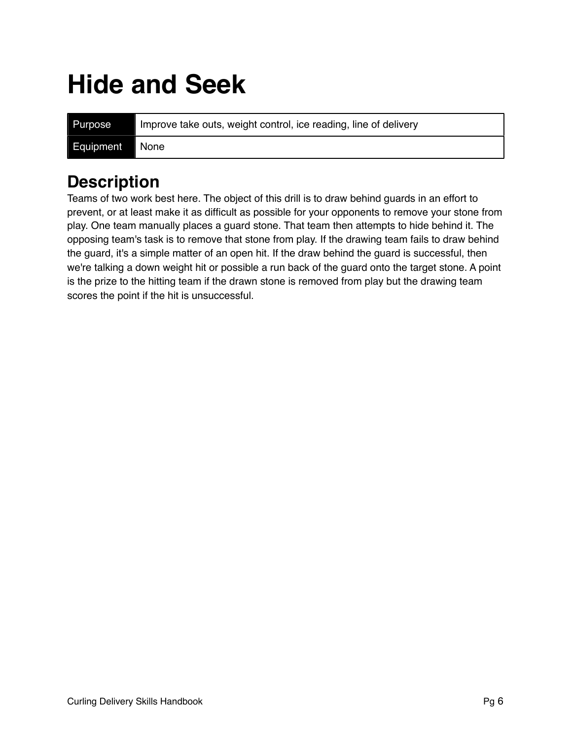# Hide and Seek

| Purpose | Improve take outs, weight control, ice reading, line of delivery |
| --- | --- |
| Equipment | None |

## Description

Teams of two work best here. The object of this drill is to draw behind guards in an effort to prevent, or at least make it as difficult as possible for your opponents to remove your stone from play. One team manually places a guard stone. That team then attempts to hide behind it. The opposing team's task is to remove that stone from play. If the drawing team fails to draw behind the guard, it's a simple matter of an open hit. If the draw behind the guard is successful, then we're talking a down weight hit or possible a run back of the guard onto the target stone. A point is the prize to the hitting team if the drawn stone is removed from play but the drawing team scores the point if the hit is unsuccessful.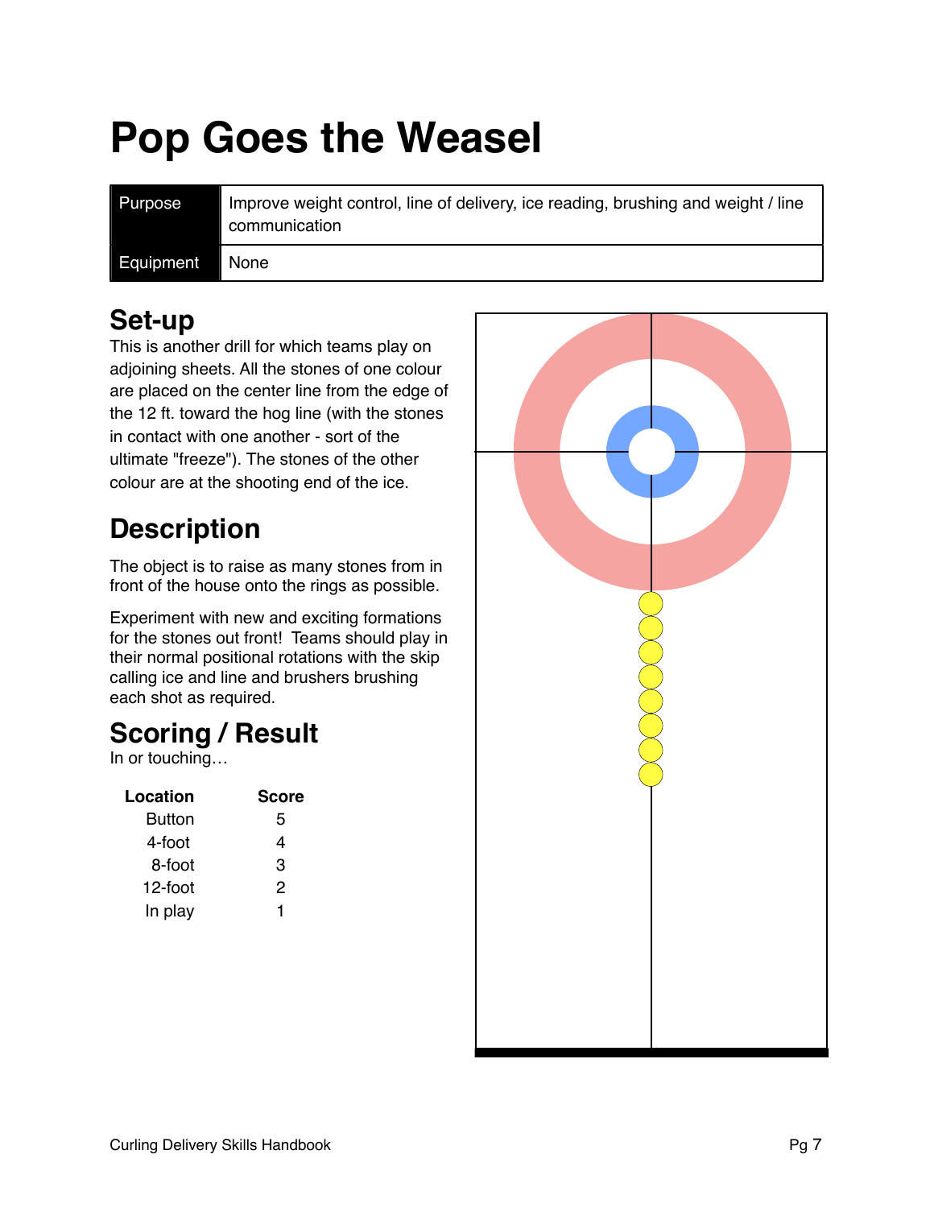# Pop Goes the Weasel

| Purpose | Improve weight control, line of delivery, ice reading, brushing and weight / line communication |
| --- | --- |
| Equipment | None |

## Set-up

This is another drill for which teams play on adjoining sheets. All the stones of one colour are placed on the center line from the edge of the 12 ft. toward the hog line (with the stones in contact with one another - sort of the ultimate "freeze"). The stones of the other colour are at the shooting end of the ice.

## Description

The object is to raise as many stones from in front of the house onto the rings as possible.

Experiment with new and exciting formations for the stones out front! Teams should play in their normal positional rotations with the skip calling ice and line and brushers brushing each shot as required.

## Scoring / Result

In or touching…

| Location | Score |
| --- | --- |
| Button | 5 |
| 4-foot | 4 |
| 8-foot | 3 |
| 12-foot | 2 |
| In play | 1 |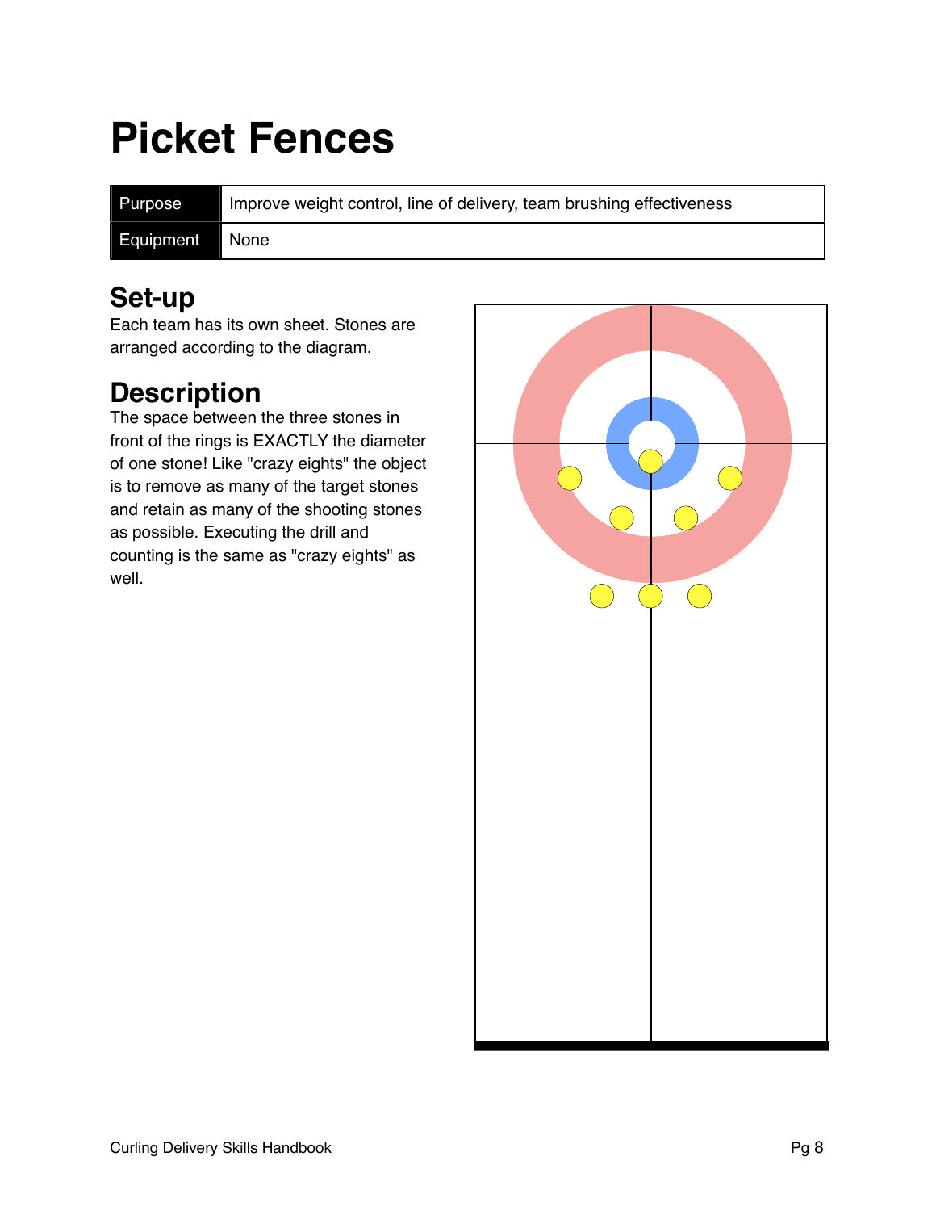# Picket Fences

| Purpose | Improve weight control, line of delivery, team brushing effectiveness |
| --- | --- |
| Equipment | None |

## Set-up

Each team has its own sheet. Stones are arranged according to the diagram.

## Description

The space between the three stones in front of the rings is EXACTLY the diameter of one stone! Like "crazy eights" the object is to remove as many of the target stones and retain as many of the shooting stones as possible. Executing the drill and counting is the same as "crazy eights" as well.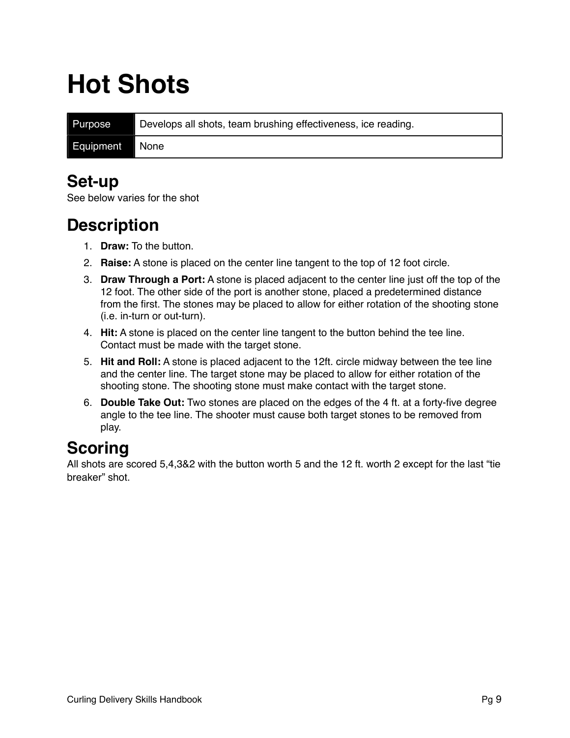# Hot Shots

| Purpose | Develops all shots, team brushing effectiveness, ice reading. |
| --- | --- |
| Equipment | None |

## Set-up

See below varies for the shot

## Description

1. **Draw:** To the button.
2. **Raise:** A stone is placed on the center line tangent to the top of 12 foot circle.
3. **Draw Through a Port:** A stone is placed adjacent to the center line just off the top of the 12 foot. The other side of the port is another stone, placed a predetermined distance from the first. The stones may be placed to allow for either rotation of the shooting stone (i.e. in-turn or out-turn).
4. **Hit:** A stone is placed on the center line tangent to the button behind the tee line. Contact must be made with the target stone.
5. **Hit and Roll:** A stone is placed adjacent to the 12ft. circle midway between the tee line and the center line. The target stone may be placed to allow for either rotation of the shooting stone. The shooting stone must make contact with the target stone.
6. **Double Take Out:** Two stones are placed on the edges of the 4 ft. at a forty-five degree angle to the tee line. The shooter must cause both target stones to be removed from play.

## Scoring

All shots are scored 5,4,3&2 with the button worth 5 and the 12 ft. worth 2 except for the last “tie breaker” shot.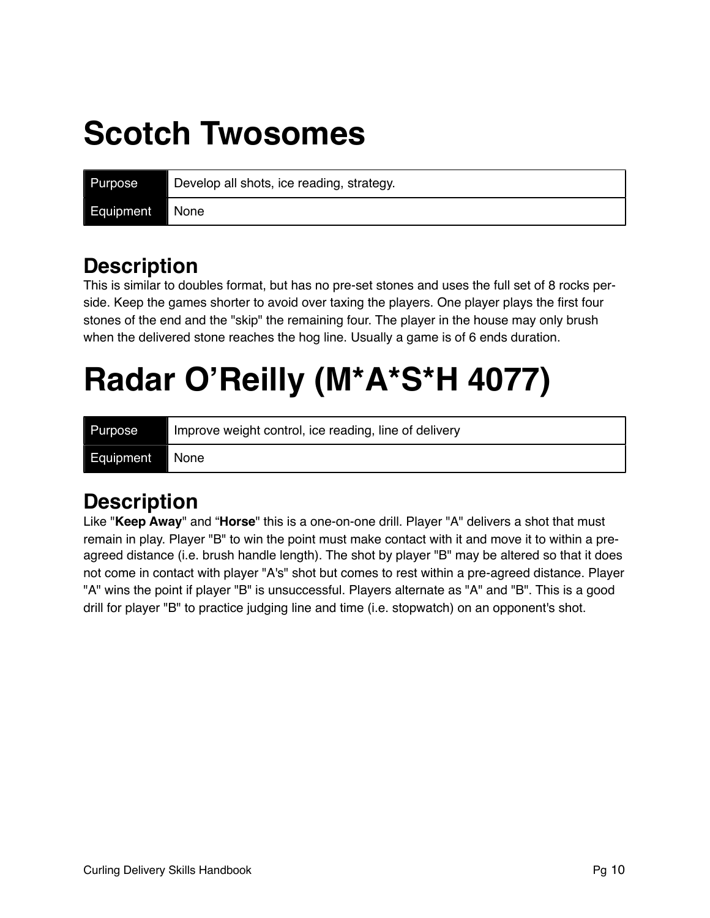# Scotch Twosomes

| Purpose | Develop all shots, ice reading, strategy. |
|---|---|
| Equipment | None |

## Description

This is similar to doubles format, but has no pre-set stones and uses the full set of 8 rocks per-side. Keep the games shorter to avoid over taxing the players. One player plays the first four stones of the end and the "skip" the remaining four. The player in the house may only brush when the delivered stone reaches the hog line. Usually a game is of 6 ends duration.

# Radar O’Reilly (M*A*S*H 4077)

| Purpose | Improve weight control, ice reading, line of delivery |
|---|---|
| Equipment | None |

## Description

Like "**Keep Away**" and “**Horse**" this is a one-on-one drill. Player "A" delivers a shot that must remain in play. Player "B" to win the point must make contact with it and move it to within a pre-agreed distance (i.e. brush handle length). The shot by player "B" may be altered so that it does not come in contact with player "A's" shot but comes to rest within a pre-agreed distance. Player "A" wins the point if player "B" is unsuccessful. Players alternate as "A" and "B". This is a good drill for player "B" to practice judging line and time (i.e. stopwatch) on an opponent's shot.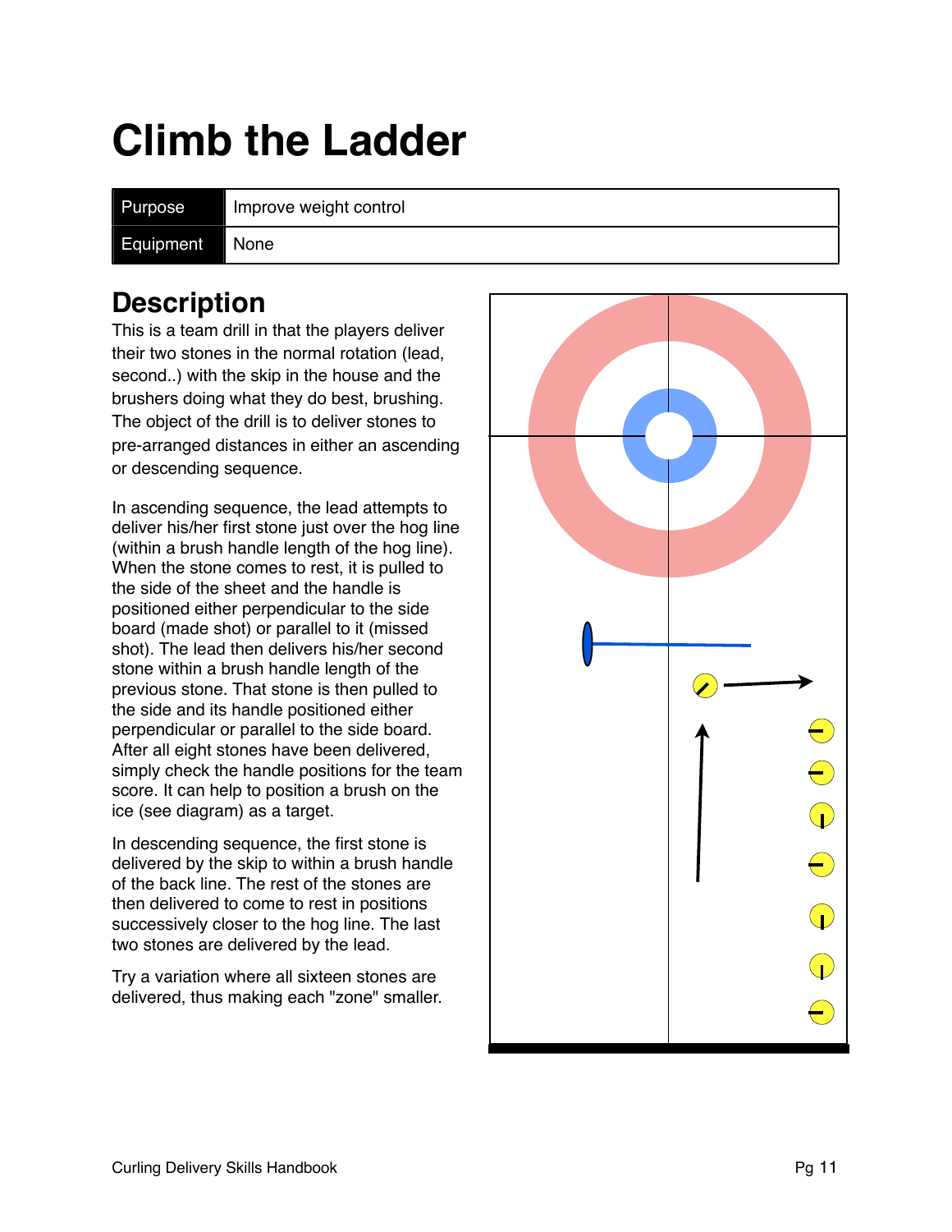# Climb the Ladder

| Purpose | Improve weight control |
| --- | --- |
| Equipment | None |

## Description

This is a team drill in that the players deliver their two stones in the normal rotation (lead, second..) with the skip in the house and the brushers doing what they do best, brushing. The object of the drill is to deliver stones to pre-arranged distances in either an ascending or descending sequence.

In ascending sequence, the lead attempts to deliver his/her first stone just over the hog line (within a brush handle length of the hog line). When the stone comes to rest, it is pulled to the side of the sheet and the handle is positioned either perpendicular to the side board (made shot) or parallel to it (missed shot). The lead then delivers his/her second stone within a brush handle length of the previous stone. That stone is then pulled to the side and its handle positioned either perpendicular or parallel to the side board. After all eight stones have been delivered, simply check the handle positions for the team score. It can help to position a brush on the ice (see diagram) as a target.

In descending sequence, the first stone is delivered by the skip to within a brush handle of the back line. The rest of the stones are then delivered to come to rest in positions successively closer to the hog line. The last two stones are delivered by the lead.

Try a variation where all sixteen stones are delivered, thus making each "zone" smaller.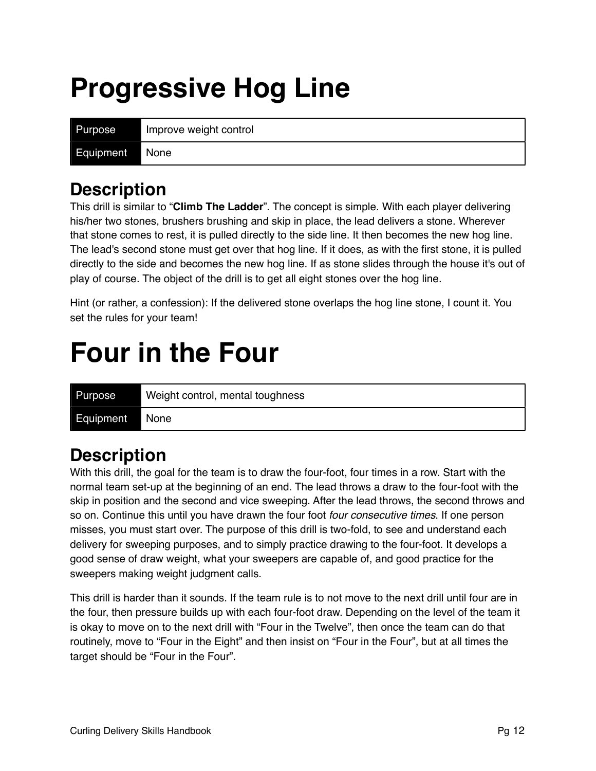# Progressive Hog Line

| Purpose | Improve weight control |
| --- | --- |
| Equipment | None |

## Description

This drill is similar to "**Climb The Ladder**". The concept is simple. With each player delivering his/her two stones, brushers brushing and skip in place, the lead delivers a stone. Wherever that stone comes to rest, it is pulled directly to the side line. It then becomes the new hog line. The lead's second stone must get over that hog line. If it does, as with the first stone, it is pulled directly to the side and becomes the new hog line. If as stone slides through the house it's out of play of course. The object of the drill is to get all eight stones over the hog line.

Hint (or rather, a confession): If the delivered stone overlaps the hog line stone, I count it. You set the rules for your team!

# Four in the Four

| Purpose | Weight control, mental toughness |
| --- | --- |
| Equipment | None |

## Description

With this drill, the goal for the team is to draw the four-foot, four times in a row. Start with the normal team set-up at the beginning of an end. The lead throws a draw to the four-foot with the skip in position and the second and vice sweeping. After the lead throws, the second throws and so on. Continue this until you have drawn the four foot *four consecutive times*. If one person misses, you must start over. The purpose of this drill is two-fold, to see and understand each delivery for sweeping purposes, and to simply practice drawing to the four-foot. It develops a good sense of draw weight, what your sweepers are capable of, and good practice for the sweepers making weight judgment calls.

This drill is harder than it sounds. If the team rule is to not move to the next drill until four are in the four, then pressure builds up with each four-foot draw. Depending on the level of the team it is okay to move on to the next drill with "Four in the Twelve", then once the team can do that routinely, move to "Four in the Eight" and then insist on "Four in the Four", but at all times the target should be "Four in the Four".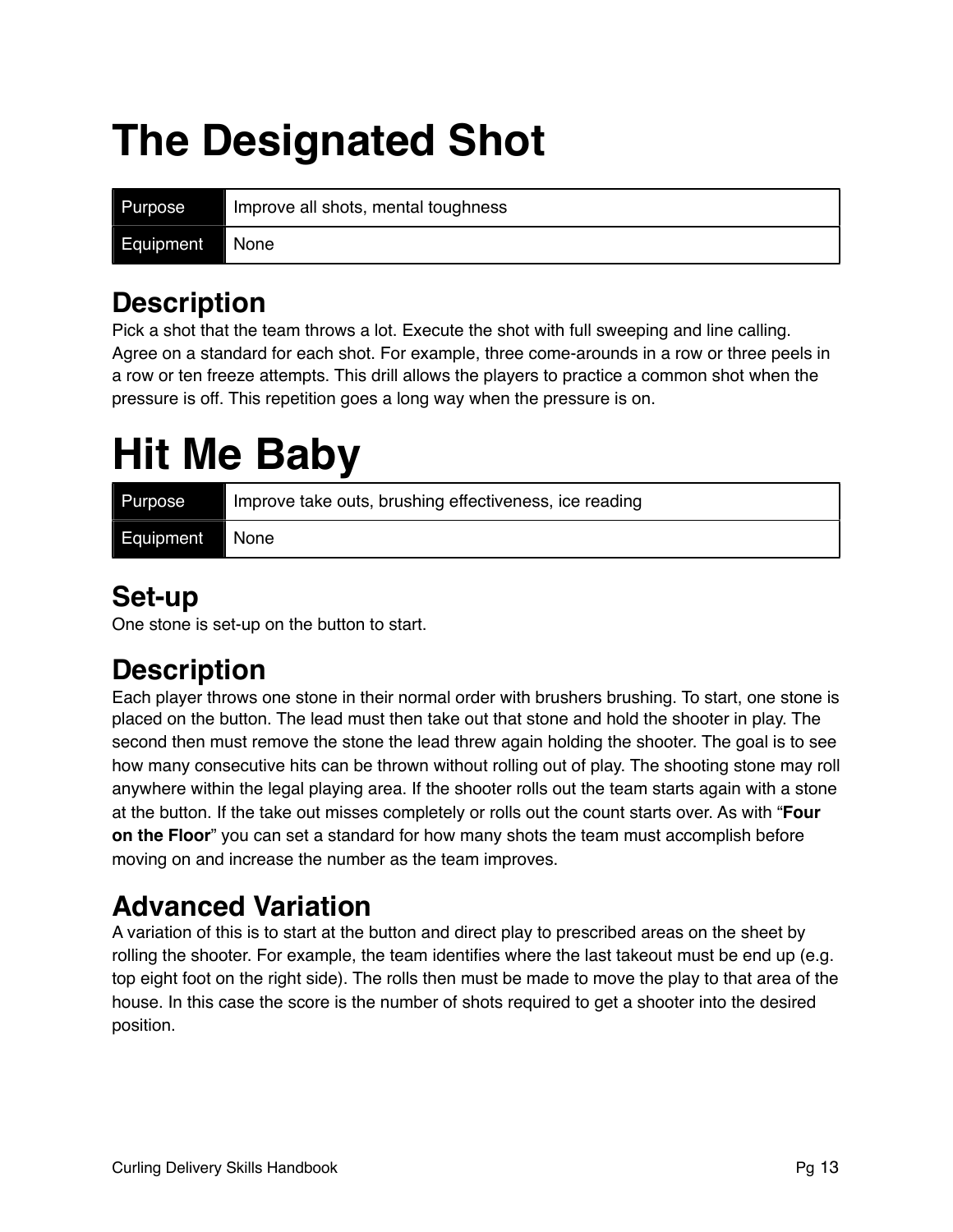# The Designated Shot

| Purpose | Improve all shots, mental toughness |
|---|---|
| Equipment | None |

## Description

Pick a shot that the team throws a lot. Execute the shot with full sweeping and line calling. Agree on a standard for each shot. For example, three come-arounds in a row or three peels in a row or ten freeze attempts. This drill allows the players to practice a common shot when the pressure is off. This repetition goes a long way when the pressure is on.

# Hit Me Baby

| Purpose | Improve take outs, brushing effectiveness, ice reading |
|---|---|
| Equipment | None |

## Set-up

One stone is set-up on the button to start.

## Description

Each player throws one stone in their normal order with brushers brushing. To start, one stone is placed on the button. The lead must then take out that stone and hold the shooter in play. The second then must remove the stone the lead threw again holding the shooter. The goal is to see how many consecutive hits can be thrown without rolling out of play. The shooting stone may roll anywhere within the legal playing area. If the shooter rolls out the team starts again with a stone at the button. If the take out misses completely or rolls out the count starts over. As with "**Four on the Floor**" you can set a standard for how many shots the team must accomplish before moving on and increase the number as the team improves.

## Advanced Variation

A variation of this is to start at the button and direct play to prescribed areas on the sheet by rolling the shooter. For example, the team identifies where the last takeout must be end up (e.g. top eight foot on the right side). The rolls then must be made to move the play to that area of the house. In this case the score is the number of shots required to get a shooter into the desired position.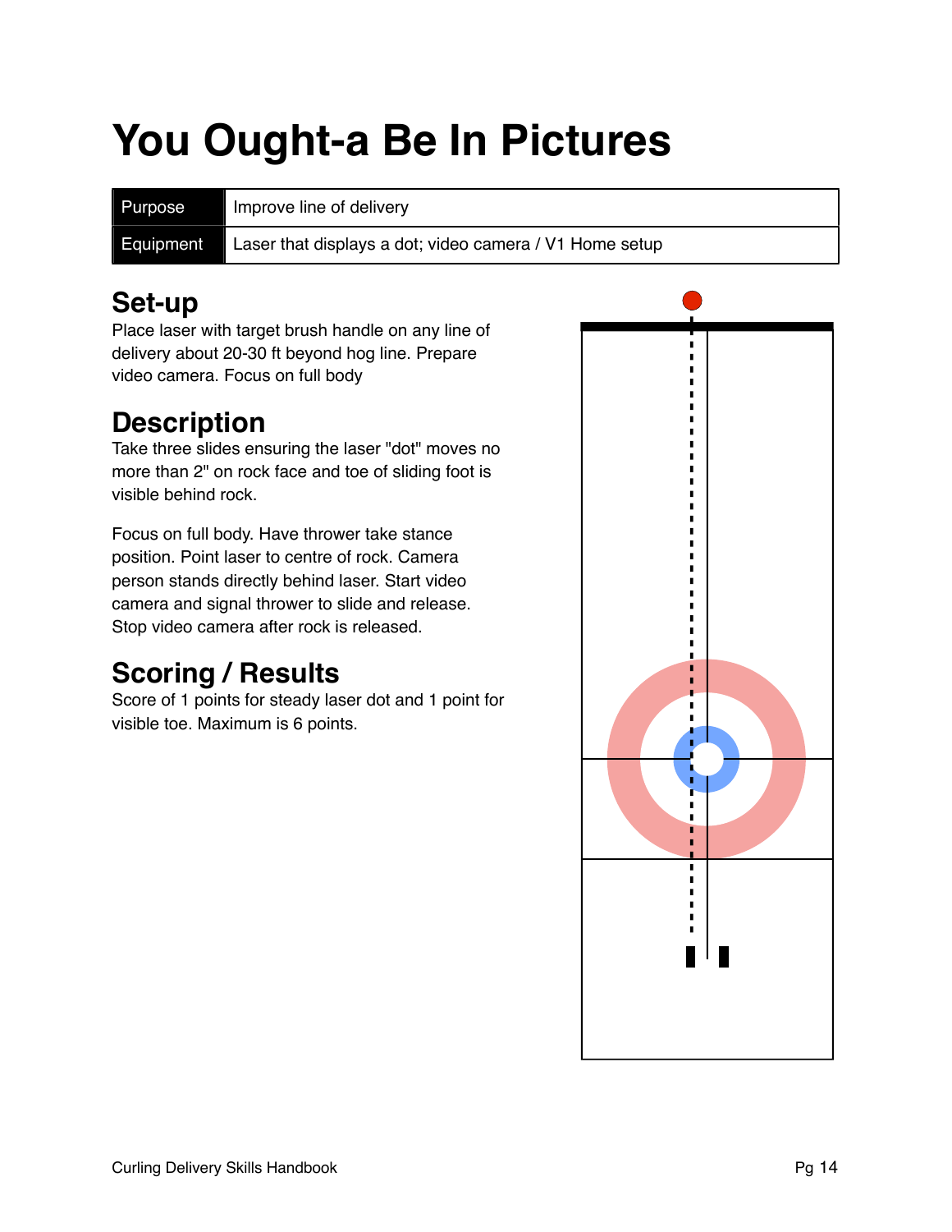# You Ought-a Be In Pictures

| Purpose | Improve line of delivery |
|---|---|
| Equipment | Laser that displays a dot; video camera / V1 Home setup |

## Set-up

Place laser with target brush handle on any line of delivery about 20-30 ft beyond hog line. Prepare video camera. Focus on full body

## Description

Take three slides ensuring the laser "dot" moves no more than 2" on rock face and toe of sliding foot is visible behind rock.

Focus on full body. Have thrower take stance position. Point laser to centre of rock. Camera person stands directly behind laser. Start video camera and signal thrower to slide and release. Stop video camera after rock is released.

## Scoring / Results

Score of 1 points for steady laser dot and 1 point for visible toe. Maximum is 6 points.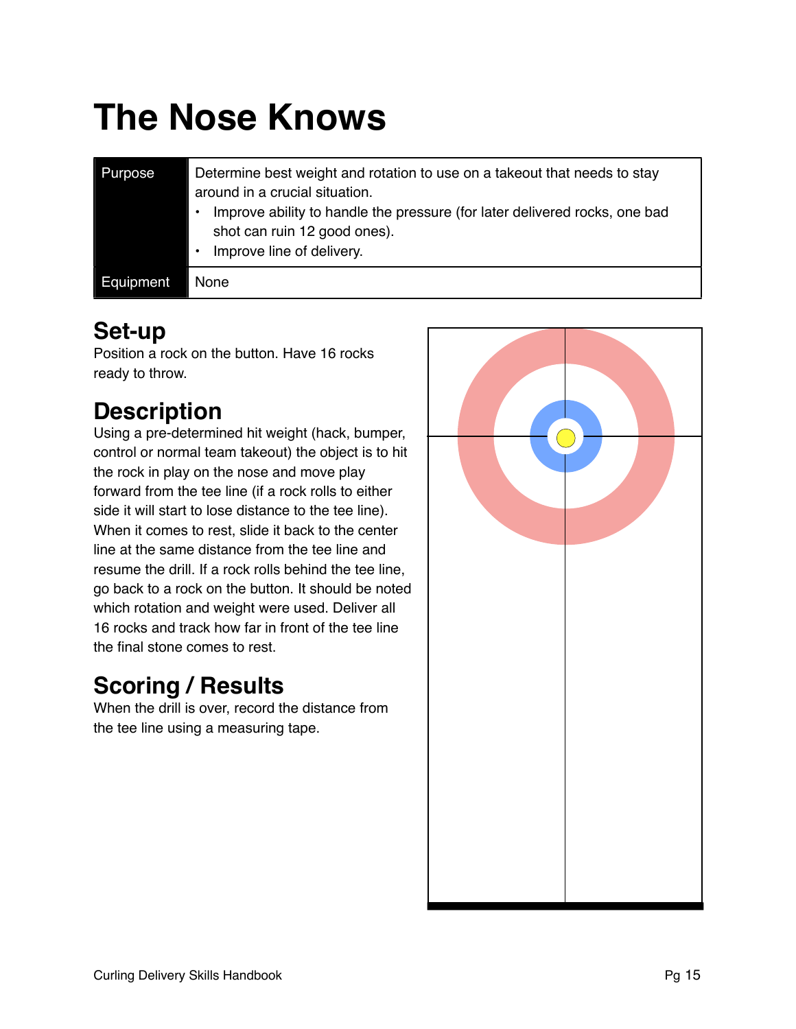# The Nose Knows

| Purpose | Determine best weight and rotation to use on a takeout that needs to stay around in a crucial situation.<br>• Improve ability to handle the pressure (for later delivered rocks, one bad shot can ruin 12 good ones).<br>• Improve line of delivery. |
|---|---|
| Equipment | None |

## Set-up

Position a rock on the button. Have 16 rocks ready to throw.

## Description

Using a pre-determined hit weight (hack, bumper, control or normal team takeout) the object is to hit the rock in play on the nose and move play forward from the tee line (if a rock rolls to either side it will start to lose distance to the tee line). When it comes to rest, slide it back to the center line at the same distance from the tee line and resume the drill. If a rock rolls behind the tee line, go back to a rock on the button. It should be noted which rotation and weight were used. Deliver all 16 rocks and track how far in front of the tee line the final stone comes to rest.

## Scoring / Results

When the drill is over, record the distance from the tee line using a measuring tape.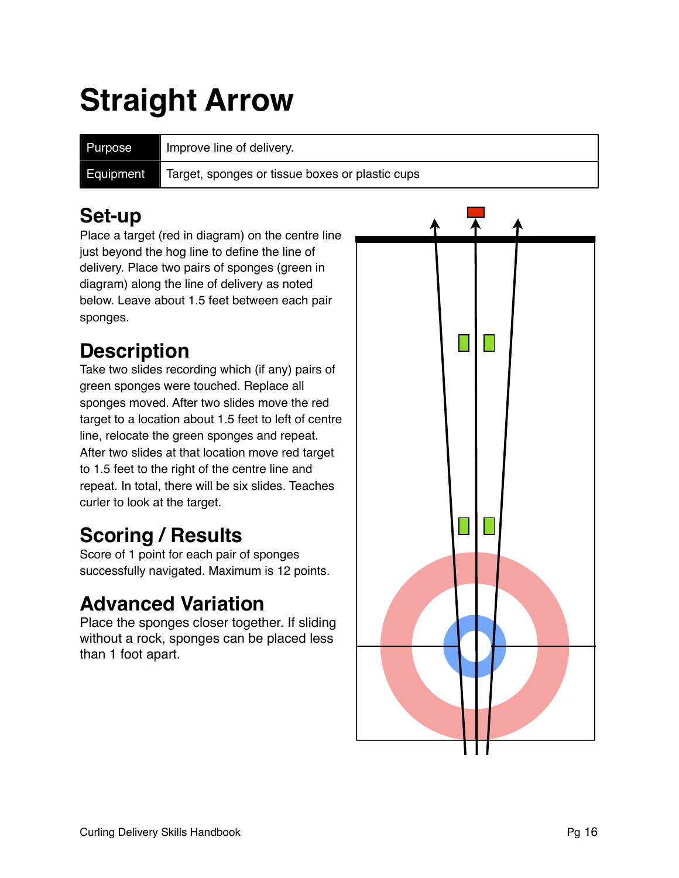# Straight Arrow

| Purpose | Improve line of delivery. |
|---|---|
| Equipment | Target, sponges or tissue boxes or plastic cups |

## Set-up

Place a target (red in diagram) on the centre line just beyond the hog line to define the line of delivery. Place two pairs of sponges (green in diagram) along the line of delivery as noted below. Leave about 1.5 feet between each pair sponges.

## Description

Take two slides recording which (if any) pairs of green sponges were touched. Replace all sponges moved. After two slides move the red target to a location about 1.5 feet to left of centre line, relocate the green sponges and repeat. After two slides at that location move red target to 1.5 feet to the right of the centre line and repeat. In total, there will be six slides. Teaches curler to look at the target.

## Scoring / Results

Score of 1 point for each pair of sponges successfully navigated. Maximum is 12 points.

## Advanced Variation

Place the sponges closer together. If sliding without a rock, sponges can be placed less than 1 foot apart.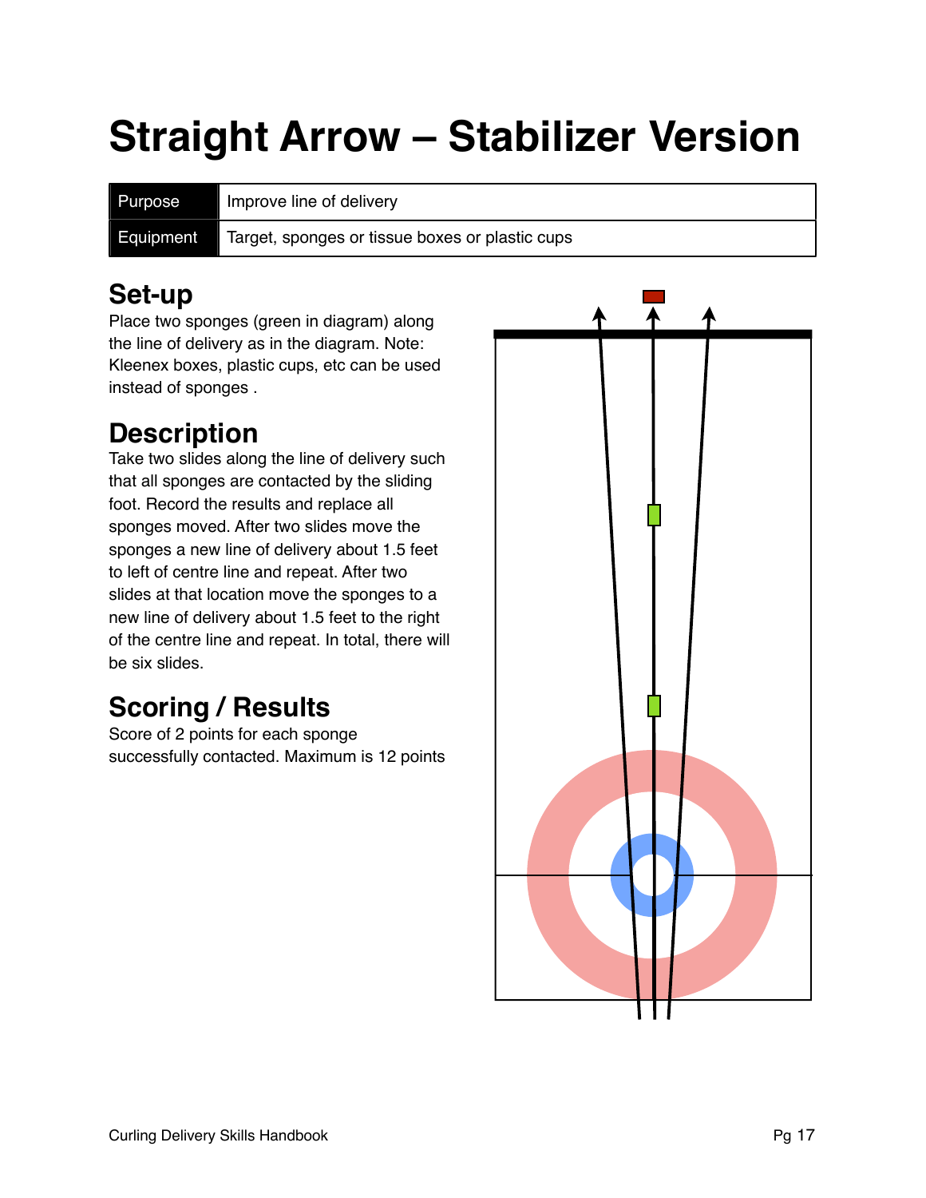# Straight Arrow – Stabilizer Version

| Purpose | Improve line of delivery |
| --- | --- |
| Equipment | Target, sponges or tissue boxes or plastic cups |

## Set-up

Place two sponges (green in diagram) along the line of delivery as in the diagram. Note: Kleenex boxes, plastic cups, etc can be used instead of sponges .

## Description

Take two slides along the line of delivery such that all sponges are contacted by the sliding foot. Record the results and replace all sponges moved. After two slides move the sponges a new line of delivery about 1.5 feet to left of centre line and repeat. After two slides at that location move the sponges to a new line of delivery about 1.5 feet to the right of the centre line and repeat. In total, there will be six slides.

## Scoring / Results

Score of 2 points for each sponge successfully contacted. Maximum is 12 points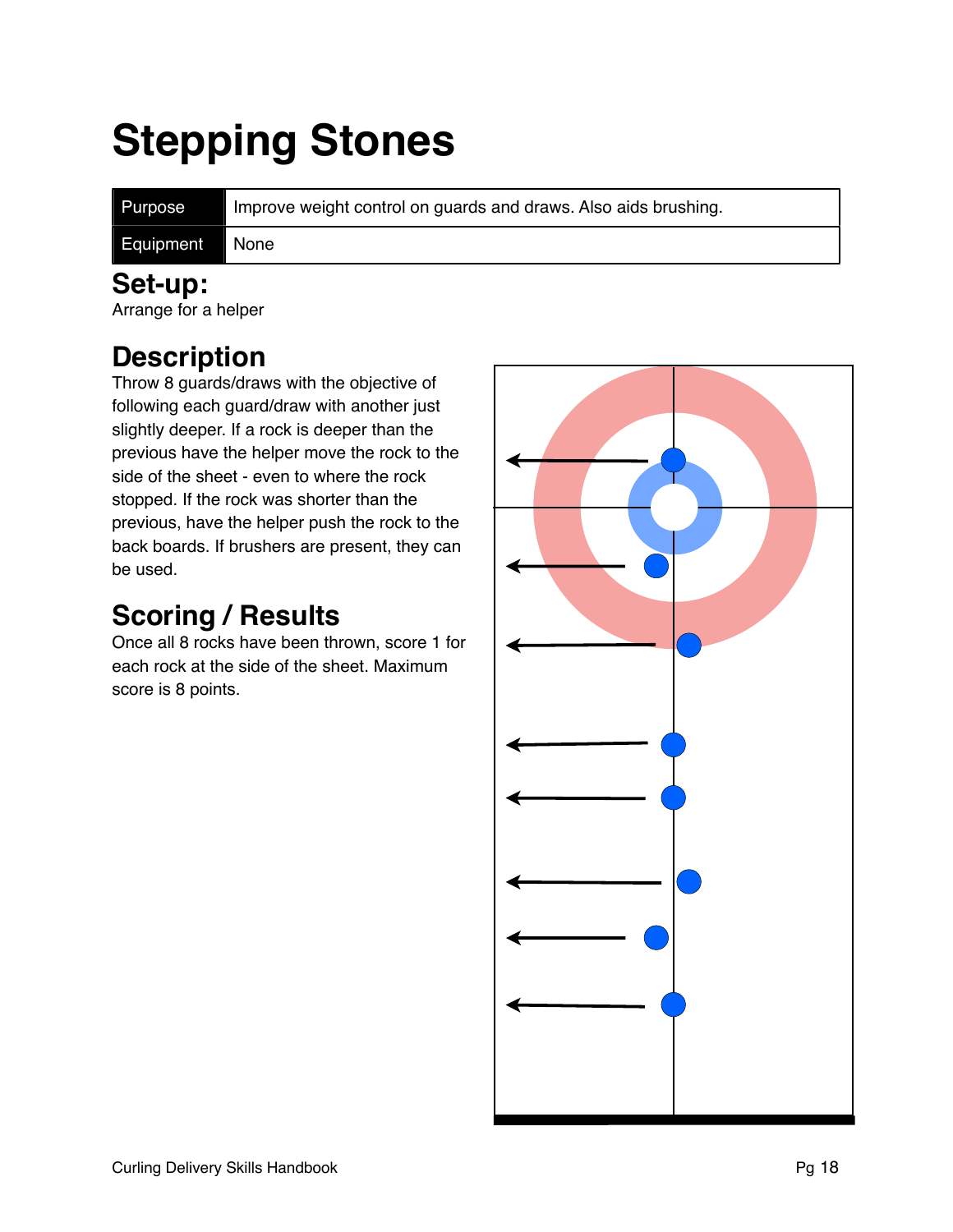# Stepping Stones

| Purpose | Improve weight control on guards and draws. Also aids brushing. |
| --- | --- |
| Equipment | None |

## Set-up:

Arrange for a helper

## Description

Throw 8 guards/draws with the objective of following each guard/draw with another just slightly deeper. If a rock is deeper than the previous have the helper move the rock to the side of the sheet - even to where the rock stopped. If the rock was shorter than the previous, have the helper push the rock to the back boards. If brushers are present, they can be used.

## Scoring / Results

Once all 8 rocks have been thrown, score 1 for each rock at the side of the sheet. Maximum score is 8 points.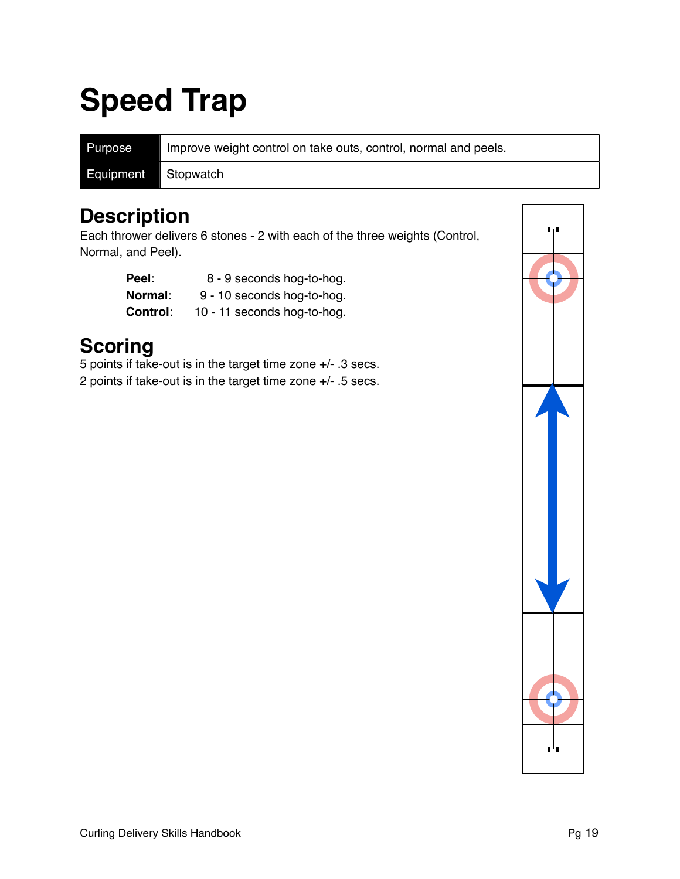# Speed Trap

| Purpose | Improve weight control on take outs, control, normal and peels. |
|---|---|
| Equipment | Stopwatch |

## Description

Each thrower delivers 6 stones - 2 with each of the three weights (Control, Normal, and Peel).

**Peel**: 8 - 9 seconds hog-to-hog.
**Normal**: 9 - 10 seconds hog-to-hog.
**Control**: 10 - 11 seconds hog-to-hog.

## Scoring

5 points if take-out is in the target time zone +/- .3 secs.
2 points if take-out is in the target time zone +/- .5 secs.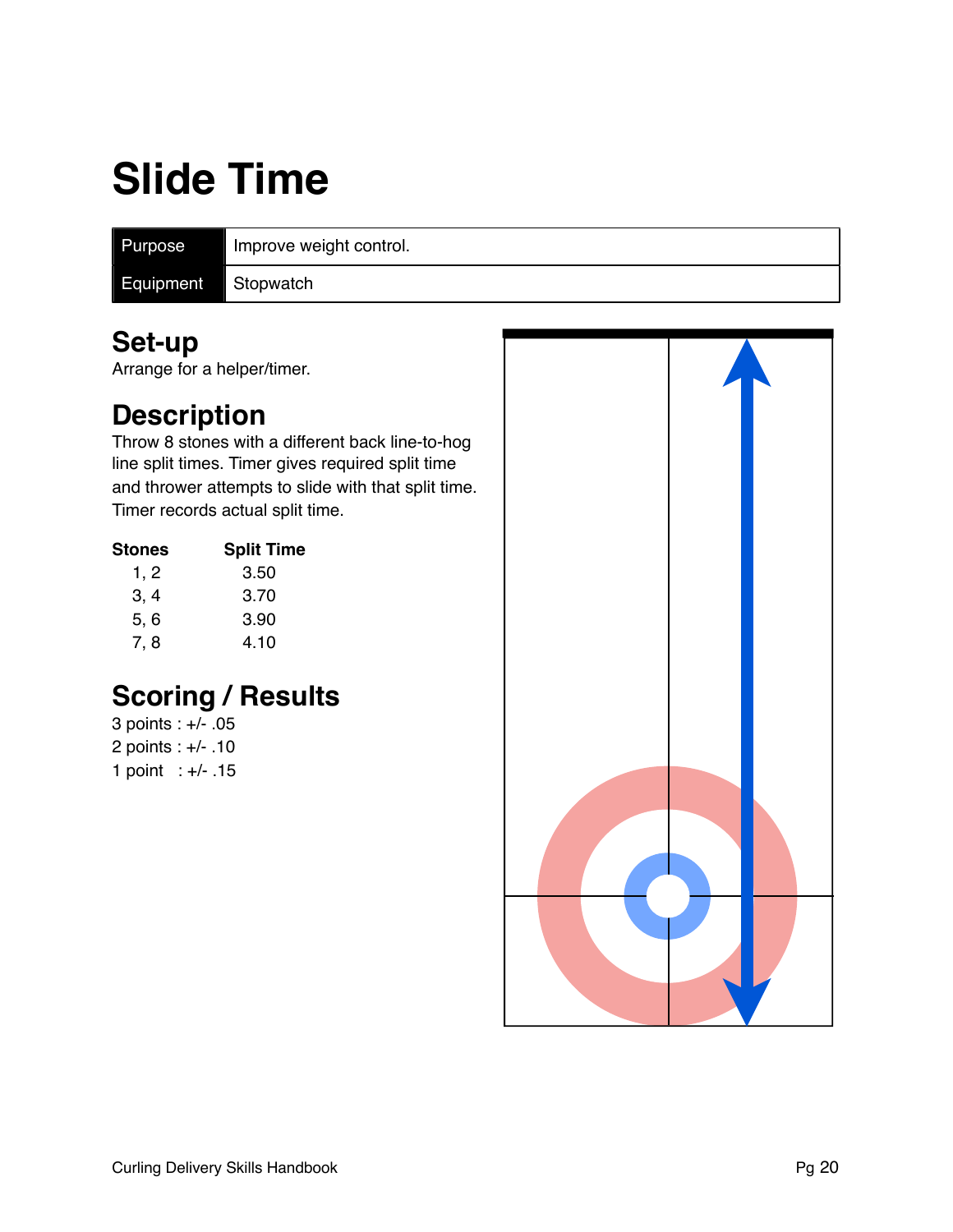# Slide Time

| Purpose | Improve weight control. |
| --- | --- |
| Equipment | Stopwatch |

## Set-up

Arrange for a helper/timer.

## Description

Throw 8 stones with a different back line-to-hog line split times. Timer gives required split time and thrower attempts to slide with that split time. Timer records actual split time.

| Stones | Split Time |
| --- | --- |
| 1, 2 | 3.50 |
| 3, 4 | 3.70 |
| 5, 6 | 3.90 |
| 7, 8 | 4.10 |

## Scoring / Results

3 points : +/- .05
2 points : +/- .10
1 point : +/- .15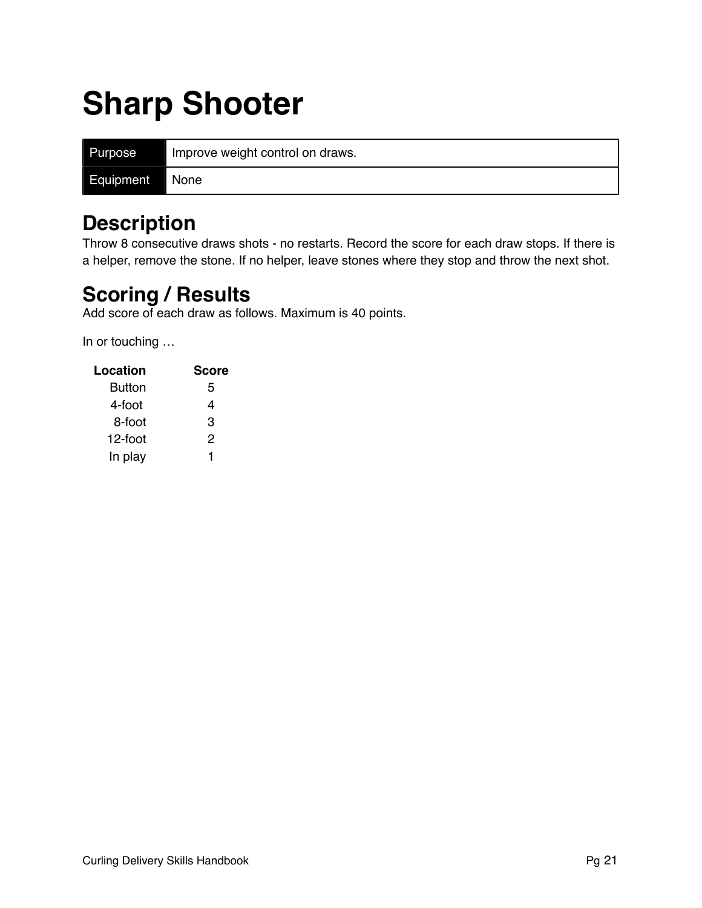# Sharp Shooter

| Purpose | Improve weight control on draws. |
| --- | --- |
| Equipment | None |

## Description

Throw 8 consecutive draws shots - no restarts. Record the score for each draw stops. If there is a helper, remove the stone. If no helper, leave stones where they stop and throw the next shot.

## Scoring / Results

Add score of each draw as follows. Maximum is 40 points.

In or touching …

| Location | Score |
| --- | --- |
| Button | 5 |
| 4-foot | 4 |
| 8-foot | 3 |
| 12-foot | 2 |
| In play | 1 |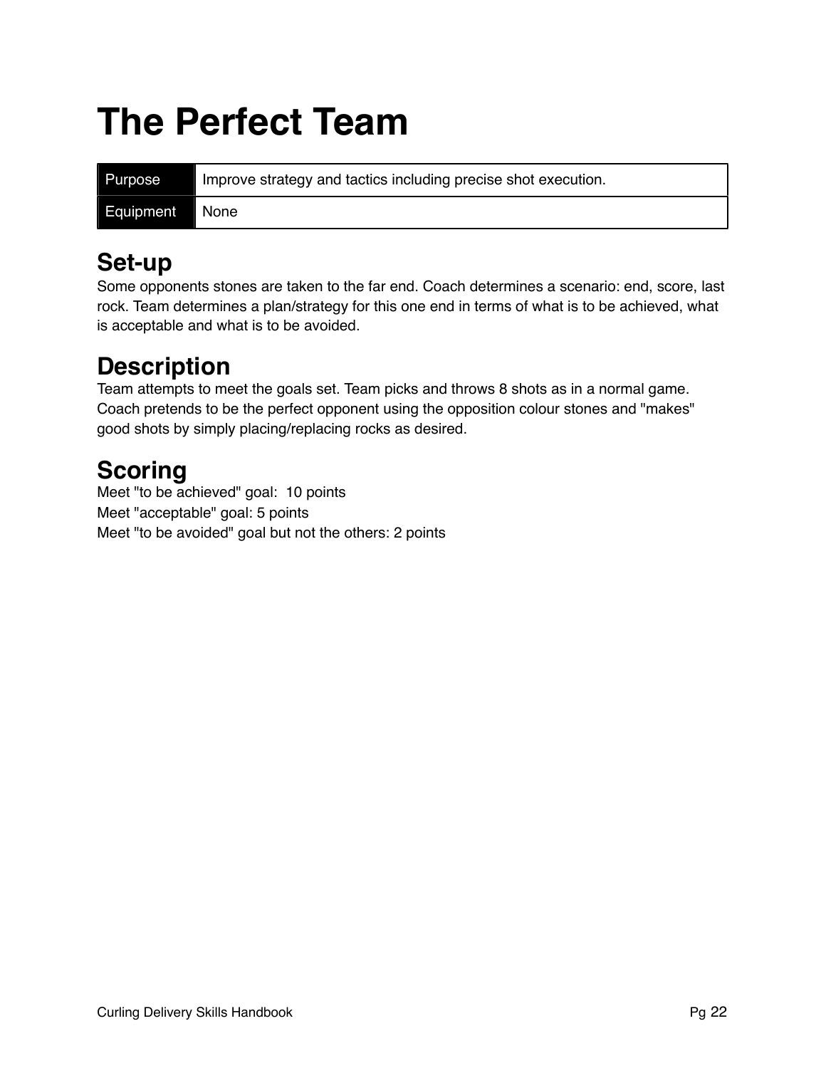# The Perfect Team

| Purpose | Improve strategy and tactics including precise shot execution. |
| --- | --- |
| Equipment | None |

## Set-up

Some opponents stones are taken to the far end. Coach determines a scenario: end, score, last rock. Team determines a plan/strategy for this one end in terms of what is to be achieved, what is acceptable and what is to be avoided.

## Description

Team attempts to meet the goals set. Team picks and throws 8 shots as in a normal game. Coach pretends to be the perfect opponent using the opposition colour stones and "makes" good shots by simply placing/replacing rocks as desired.

## Scoring

Meet "to be achieved" goal: 10 points
Meet "acceptable" goal: 5 points
Meet "to be avoided" goal but not the others: 2 points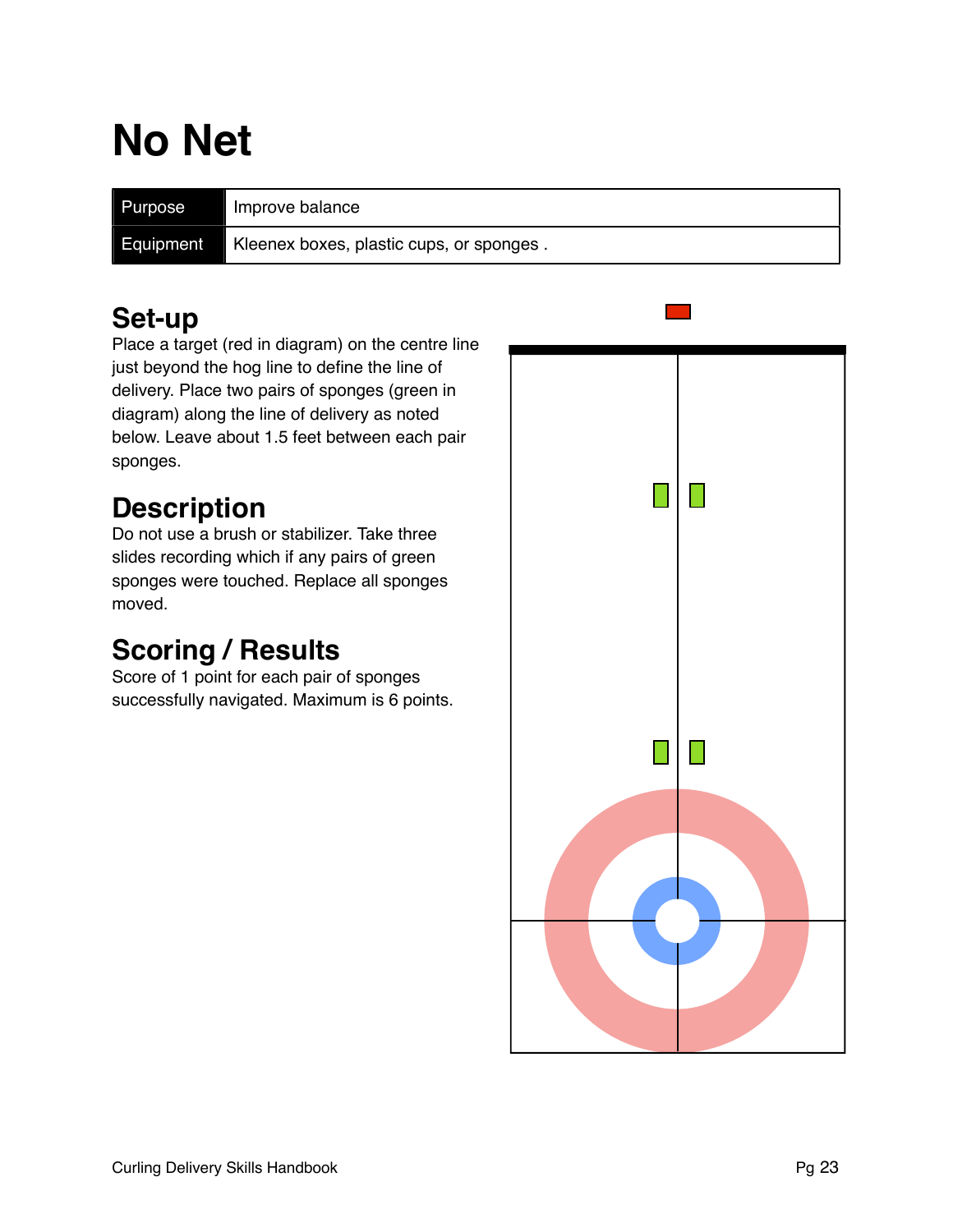# No Net

| Purpose | Improve balance |
|---|---|
| Equipment | Kleenex boxes, plastic cups, or sponges . |

## Set-up

Place a target (red in diagram) on the centre line just beyond the hog line to define the line of delivery. Place two pairs of sponges (green in diagram) along the line of delivery as noted below. Leave about 1.5 feet between each pair sponges.

## Description

Do not use a brush or stabilizer. Take three slides recording which if any pairs of green sponges were touched. Replace all sponges moved.

## Scoring / Results

Score of 1 point for each pair of sponges successfully navigated. Maximum is 6 points.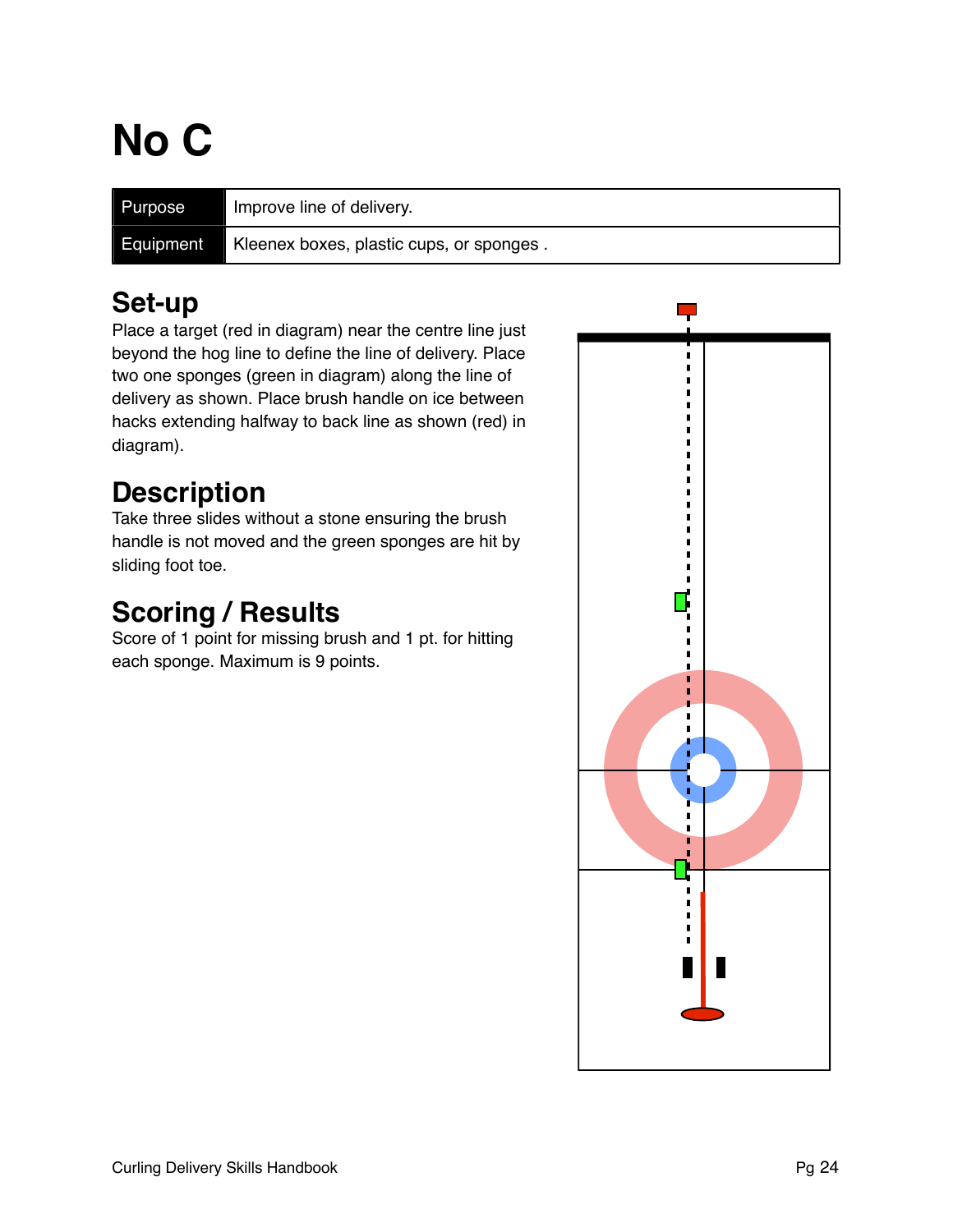# No C

| Purpose | Improve line of delivery. |
| --- | --- |
| Equipment | Kleenex boxes, plastic cups, or sponges . |

## Set-up

Place a target (red in diagram) near the centre line just beyond the hog line to define the line of delivery. Place two one sponges (green in diagram) along the line of delivery as shown. Place brush handle on ice between hacks extending halfway to back line as shown (red) in diagram).

## Description

Take three slides without a stone ensuring the brush handle is not moved and the green sponges are hit by sliding foot toe.

## Scoring / Results

Score of 1 point for missing brush and 1 pt. for hitting each sponge. Maximum is 9 points.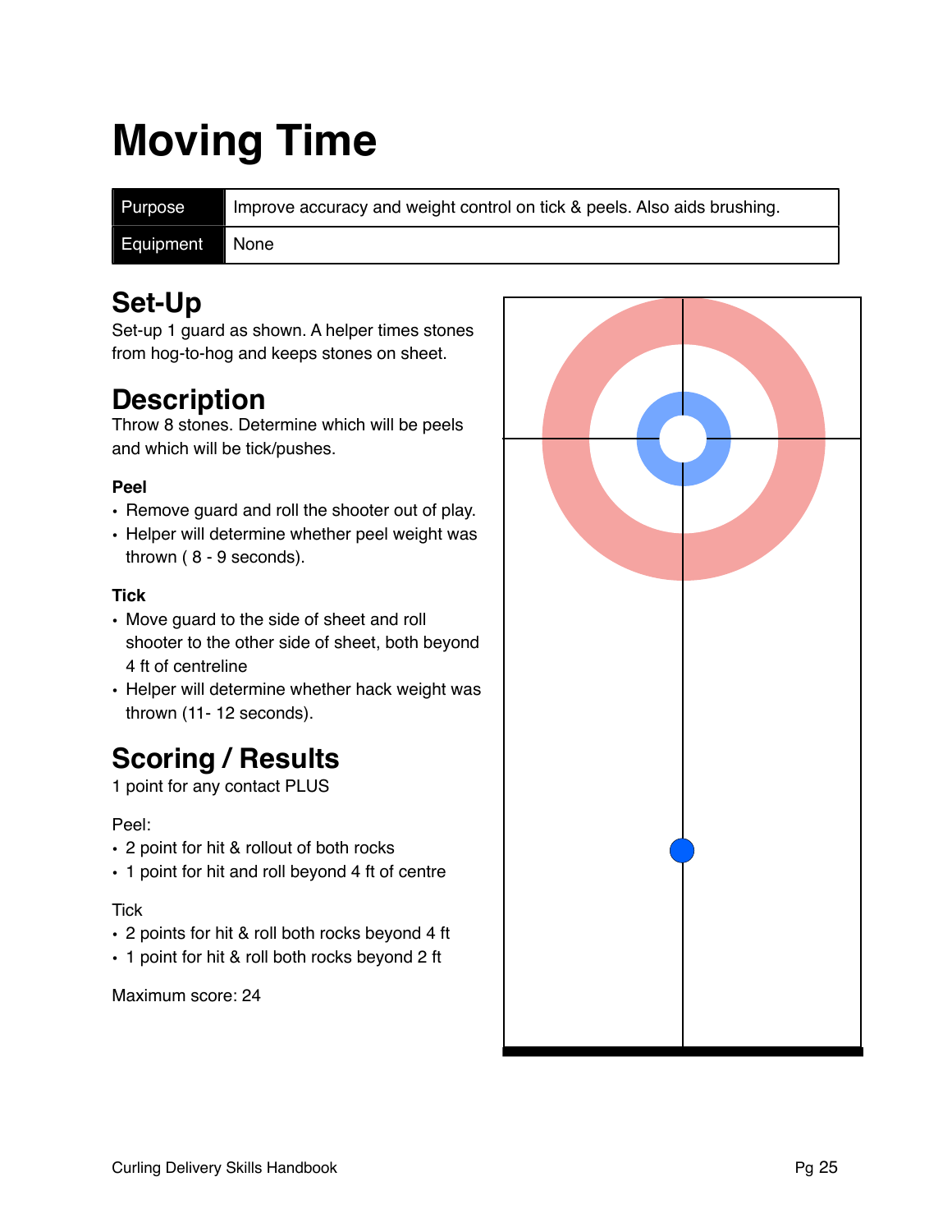# Moving Time

| Purpose | Improve accuracy and weight control on tick & peels. Also aids brushing. |
| --- | --- |
| Equipment | None |

## Set-Up

Set-up 1 guard as shown. A helper times stones from hog-to-hog and keeps stones on sheet.

## Description

Throw 8 stones. Determine which will be peels and which will be tick/pushes.

### Peel

- Remove guard and roll the shooter out of play.
- Helper will determine whether peel weight was thrown ( 8 - 9 seconds).

### Tick

- Move guard to the side of sheet and roll shooter to the other side of sheet, both beyond 4 ft of centreline
- Helper will determine whether hack weight was thrown (11- 12 seconds).

## Scoring / Results

1 point for any contact PLUS

Peel:

- 2 point for hit & rollout of both rocks
- 1 point for hit and roll beyond 4 ft of centre

Tick

- 2 points for hit & roll both rocks beyond 4 ft
- 1 point for hit & roll both rocks beyond 2 ft

Maximum score: 24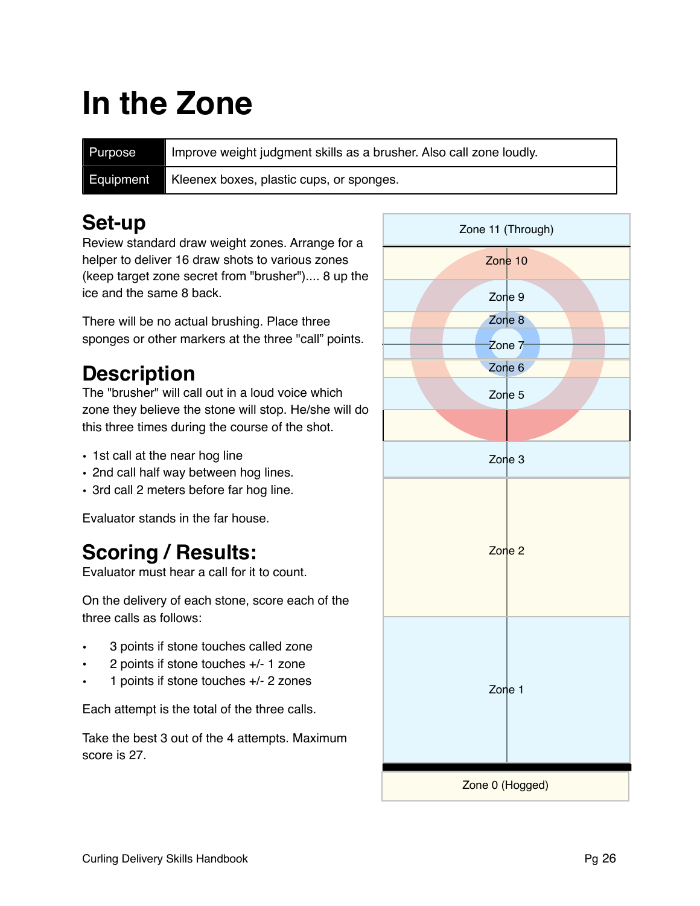# In the Zone

| Purpose | Improve weight judgment skills as a brusher. Also call zone loudly. |
|---|---|
| Equipment | Kleenex boxes, plastic cups, or sponges. |

## Set-up

Review standard draw weight zones. Arrange for a helper to deliver 16 draw shots to various zones (keep target zone secret from "brusher").... 8 up the ice and the same 8 back.

There will be no actual brushing. Place three sponges or other markers at the three "call" points.

## Description

The "brusher" will call out in a loud voice which zone they believe the stone will stop. He/she will do this three times during the course of the shot.

- 1st call at the near hog line
- 2nd call half way between hog lines.
- 3rd call 2 meters before far hog line.

Evaluator stands in the far house.

## Scoring / Results:

Evaluator must hear a call for it to count.

On the delivery of each stone, score each of the three calls as follows:

- 3 points if stone touches called zone
- 2 points if stone touches +/- 1 zone
- 1 points if stone touches +/- 2 zones

Each attempt is the total of the three calls.

Take the best 3 out of the 4 attempts. Maximum score is 27.

Zone 11 (Through)
Zone 10
Zone 9
Zone 8
Zone 7
Zone 6
Zone 5
Zone 3
Zone 2
Zone 1
Zone 0 (Hogged)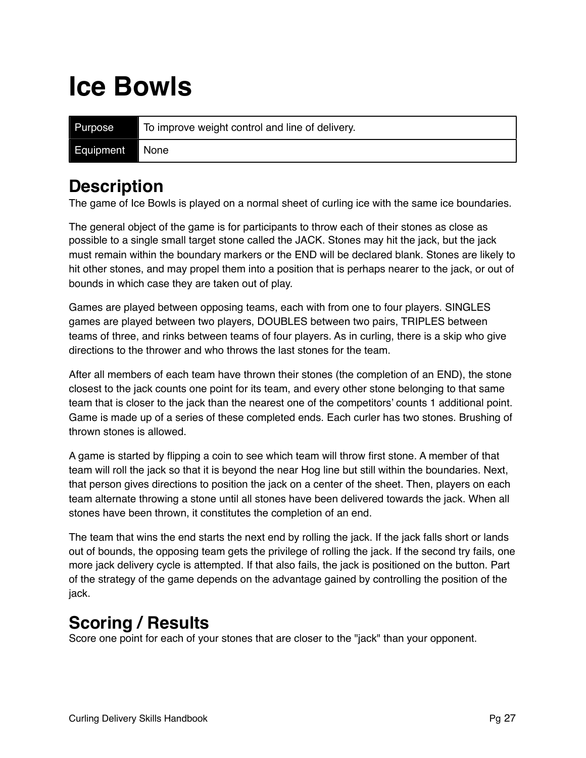# Ice Bowls

| Purpose | To improve weight control and line of delivery. |
|---|---|
| Equipment | None |

## Description

The game of Ice Bowls is played on a normal sheet of curling ice with the same ice boundaries.

The general object of the game is for participants to throw each of their stones as close as possible to a single small target stone called the JACK. Stones may hit the jack, but the jack must remain within the boundary markers or the END will be declared blank. Stones are likely to hit other stones, and may propel them into a position that is perhaps nearer to the jack, or out of bounds in which case they are taken out of play.

Games are played between opposing teams, each with from one to four players. SINGLES games are played between two players, DOUBLES between two pairs, TRIPLES between teams of three, and rinks between teams of four players. As in curling, there is a skip who give directions to the thrower and who throws the last stones for the team.

After all members of each team have thrown their stones (the completion of an END), the stone closest to the jack counts one point for its team, and every other stone belonging to that same team that is closer to the jack than the nearest one of the competitors' counts 1 additional point. Game is made up of a series of these completed ends. Each curler has two stones. Brushing of thrown stones is allowed.

A game is started by flipping a coin to see which team will throw first stone. A member of that team will roll the jack so that it is beyond the near Hog line but still within the boundaries. Next, that person gives directions to position the jack on a center of the sheet. Then, players on each team alternate throwing a stone until all stones have been delivered towards the jack. When all stones have been thrown, it constitutes the completion of an end.

The team that wins the end starts the next end by rolling the jack. If the jack falls short or lands out of bounds, the opposing team gets the privilege of rolling the jack. If the second try fails, one more jack delivery cycle is attempted. If that also fails, the jack is positioned on the button. Part of the strategy of the game depends on the advantage gained by controlling the position of the jack.

## Scoring / Results

Score one point for each of your stones that are closer to the "jack" than your opponent.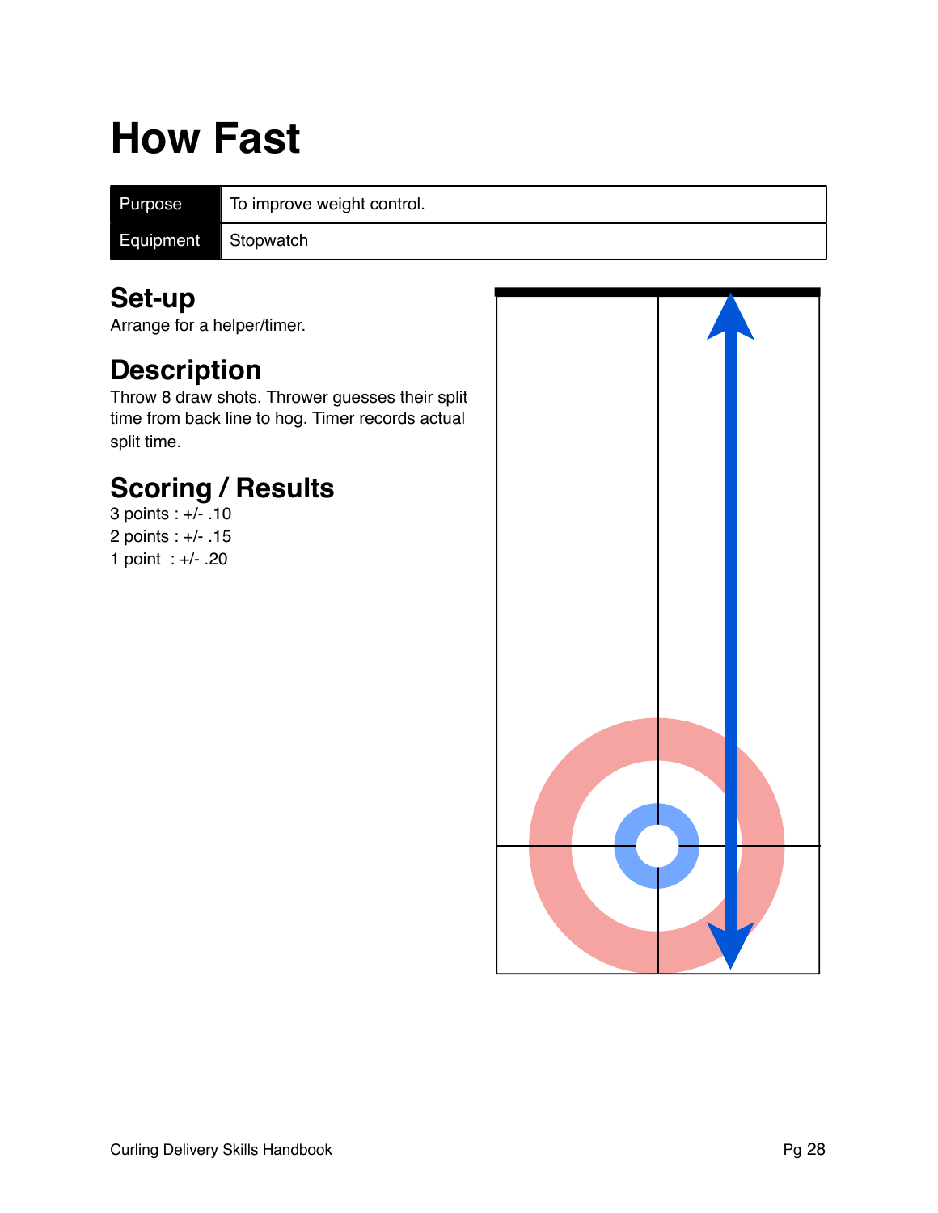# How Fast

| Purpose | To improve weight control. |
|---|---|
| Equipment | Stopwatch |

## Set-up

Arrange for a helper/timer.

## Description

Throw 8 draw shots. Thrower guesses their split time from back line to hog. Timer records actual split time.

## Scoring / Results

3 points : +/- .10
2 points : +/- .15
1 point : +/- .20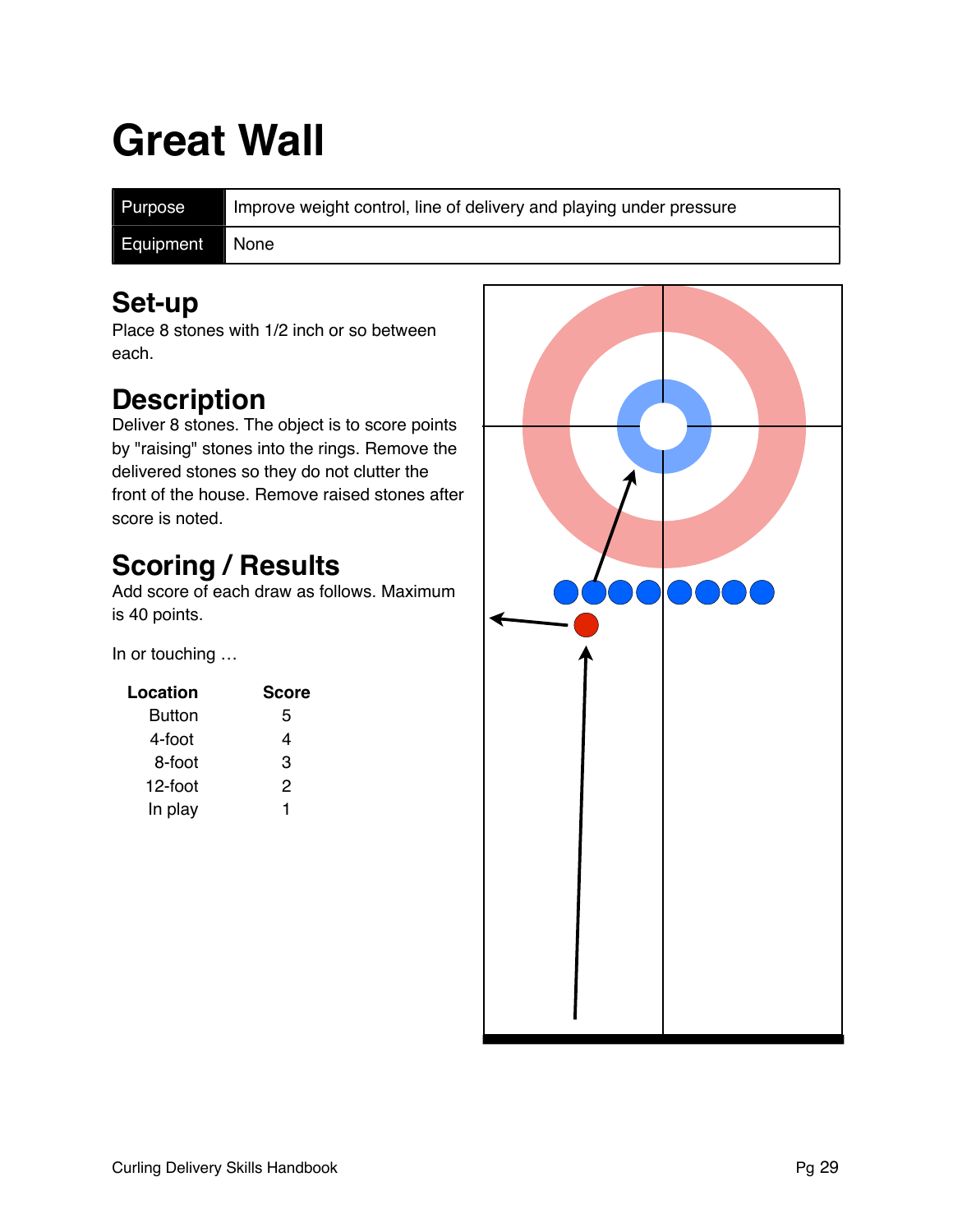# Great Wall

| Purpose | Improve weight control, line of delivery and playing under pressure |
|---|---|
| Equipment | None |

## Set-up

Place 8 stones with 1/2 inch or so between each.

## Description

Deliver 8 stones. The object is to score points by "raising" stones into the rings. Remove the delivered stones so they do not clutter the front of the house. Remove raised stones after score is noted.

## Scoring / Results

Add score of each draw as follows. Maximum is 40 points.

In or touching …

| Location | Score |
|---|---|
| Button | 5 |
| 4-foot | 4 |
| 8-foot | 3 |
| 12-foot | 2 |
| In play | 1 |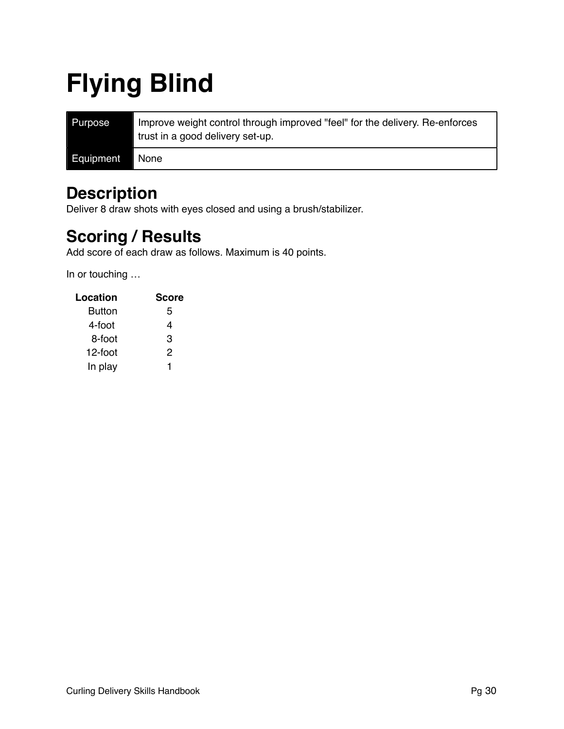# Flying Blind

| Purpose | Improve weight control through improved "feel" for the delivery. Re-enforces trust in a good delivery set-up. |
|---|---|
| Equipment | None |

## Description

Deliver 8 draw shots with eyes closed and using a brush/stabilizer.

## Scoring / Results

Add score of each draw as follows. Maximum is 40 points.

In or touching …

| Location | Score |
|---|---|
| Button | 5 |
| 4-foot | 4 |
| 8-foot | 3 |
| 12-foot | 2 |
| In play | 1 |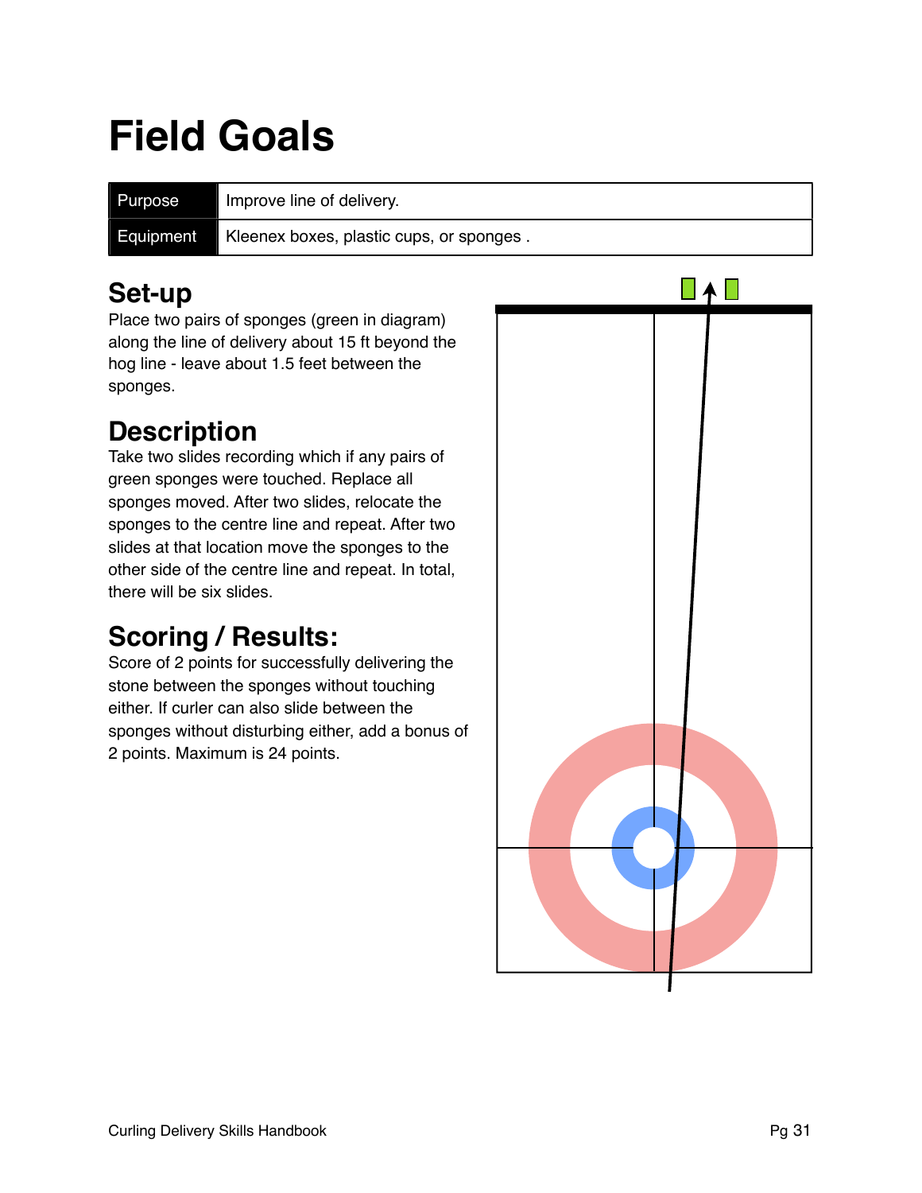# Field Goals

| Purpose | Improve line of delivery. |
|---|---|
| Equipment | Kleenex boxes, plastic cups, or sponges . |

## Set-up

Place two pairs of sponges (green in diagram) along the line of delivery about 15 ft beyond the hog line - leave about 1.5 feet between the sponges.

## Description

Take two slides recording which if any pairs of green sponges were touched. Replace all sponges moved. After two slides, relocate the sponges to the centre line and repeat. After two slides at that location move the sponges to the other side of the centre line and repeat. In total, there will be six slides.

## Scoring / Results:

Score of 2 points for successfully delivering the stone between the sponges without touching either. If curler can also slide between the sponges without disturbing either, add a bonus of 2 points. Maximum is 24 points.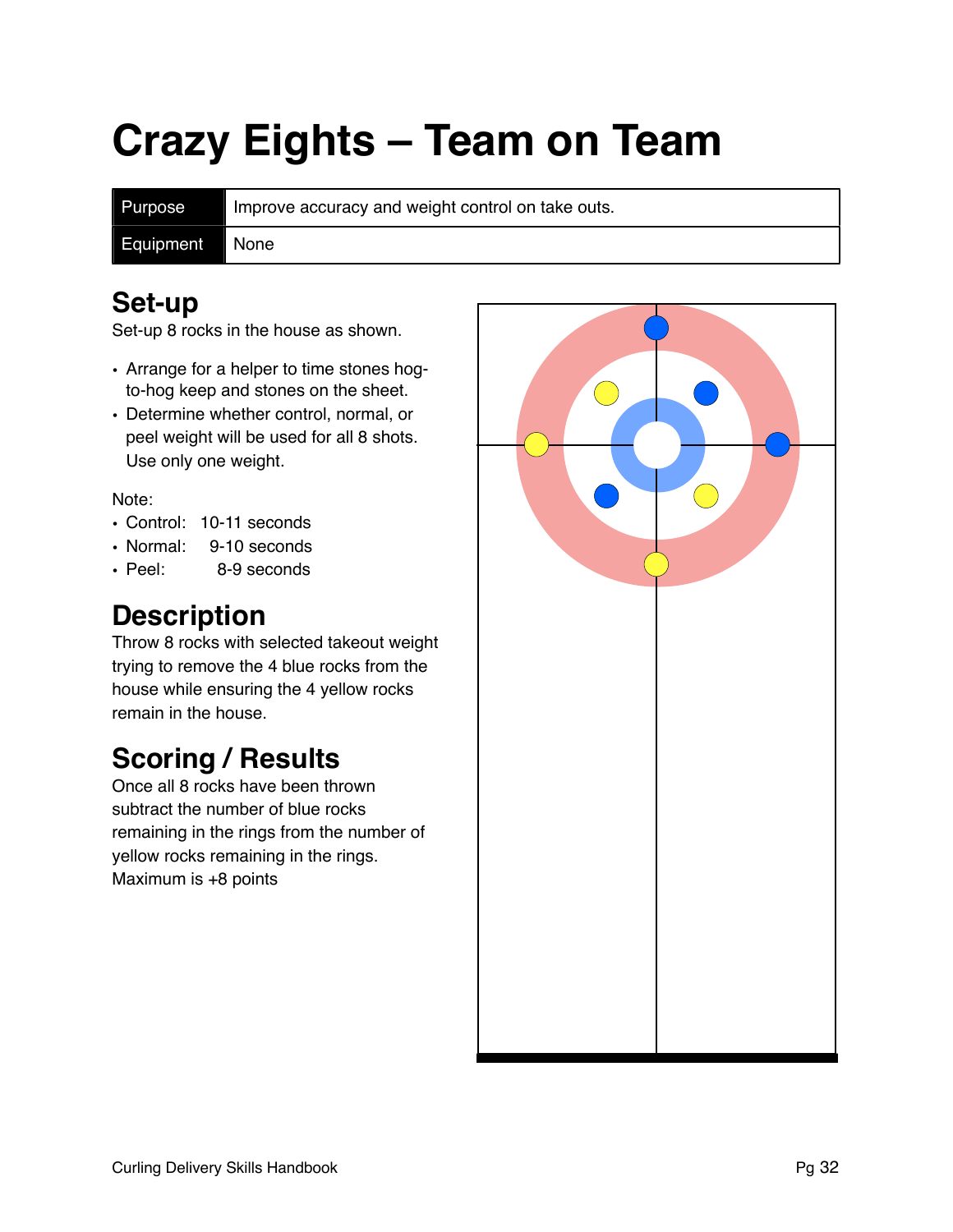# Crazy Eights – Team on Team

| Purpose | Improve accuracy and weight control on take outs. |
| --- | --- |
| Equipment | None |

## Set-up

Set-up 8 rocks in the house as shown.

- Arrange for a helper to time stones hog-to-hog keep and stones on the sheet.
- Determine whether control, normal, or peel weight will be used for all 8 shots. Use only one weight.

Note:

- Control: 10-11 seconds
- Normal: 9-10 seconds
- Peel: 8-9 seconds

## Description

Throw 8 rocks with selected takeout weight trying to remove the 4 blue rocks from the house while ensuring the 4 yellow rocks remain in the house.

## Scoring / Results

Once all 8 rocks have been thrown subtract the number of blue rocks remaining in the rings from the number of yellow rocks remaining in the rings. Maximum is +8 points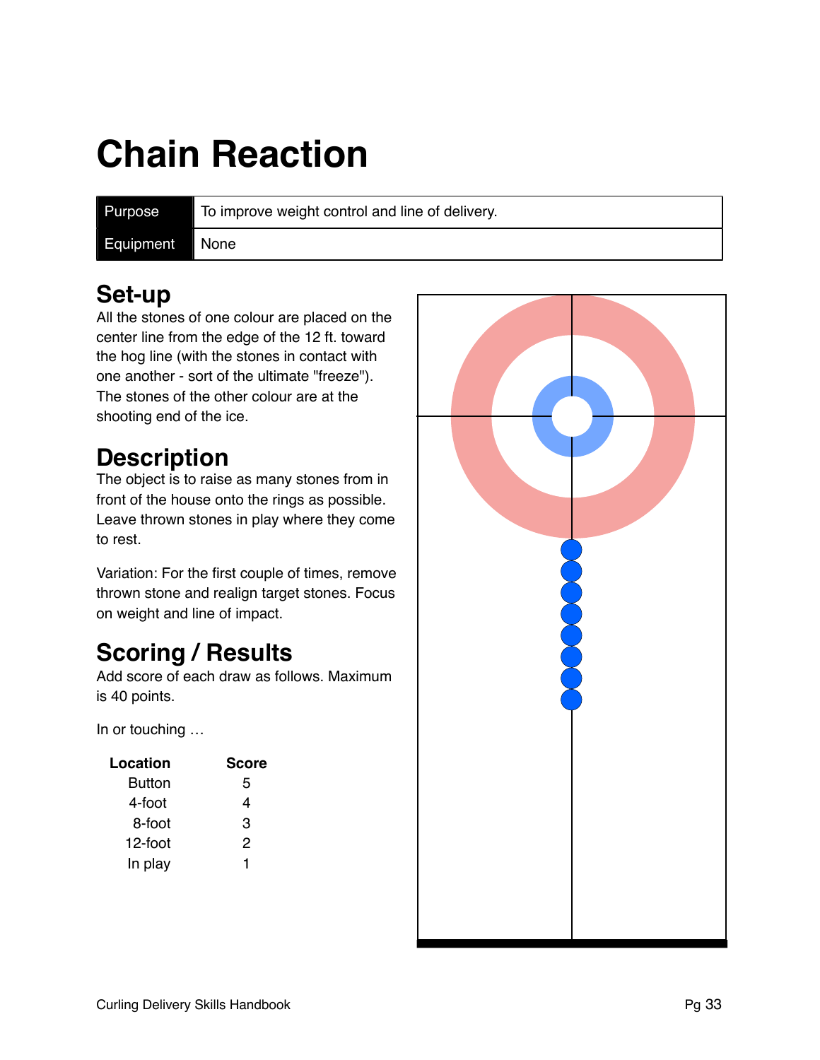# Chain Reaction

| Purpose | To improve weight control and line of delivery. |
|---|---|
| Equipment | None |

## Set-up

All the stones of one colour are placed on the center line from the edge of the 12 ft. toward the hog line (with the stones in contact with one another - sort of the ultimate "freeze"). The stones of the other colour are at the shooting end of the ice.

## Description

The object is to raise as many stones from in front of the house onto the rings as possible. Leave thrown stones in play where they come to rest.

Variation: For the first couple of times, remove thrown stone and realign target stones. Focus on weight and line of impact.

## Scoring / Results

Add score of each draw as follows. Maximum is 40 points.

In or touching …

| Location | Score |
|---|---|
| Button | 5 |
| 4-foot | 4 |
| 8-foot | 3 |
| 12-foot | 2 |
| In play | 1 |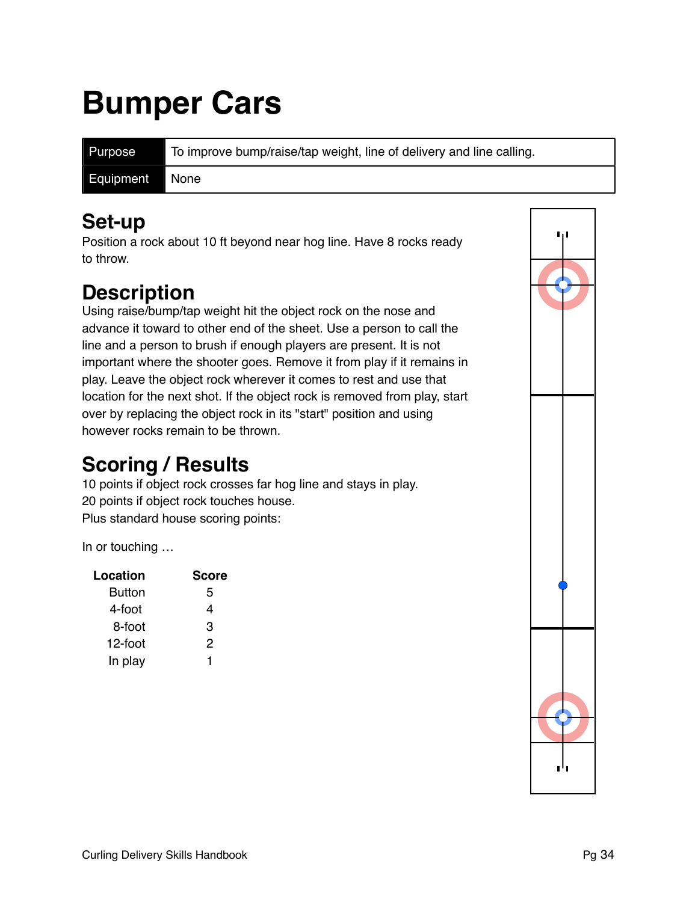# Bumper Cars

| Purpose | To improve bump/raise/tap weight, line of delivery and line calling. |
|---|---|
| Equipment | None |

## Set-up

Position a rock about 10 ft beyond near hog line. Have 8 rocks ready to throw.

## Description

Using raise/bump/tap weight hit the object rock on the nose and advance it toward to other end of the sheet. Use a person to call the line and a person to brush if enough players are present. It is not important where the shooter goes. Remove it from play if it remains in play. Leave the object rock wherever it comes to rest and use that location for the next shot. If the object rock is removed from play, start over by replacing the object rock in its "start" position and using however rocks remain to be thrown.

## Scoring / Results

10 points if object rock crosses far hog line and stays in play.
20 points if object rock touches house.
Plus standard house scoring points:

In or touching …

| Location | Score |
|---|---|
| Button | 5 |
| 4-foot | 4 |
| 8-foot | 3 |
| 12-foot | 2 |
| In play | 1 |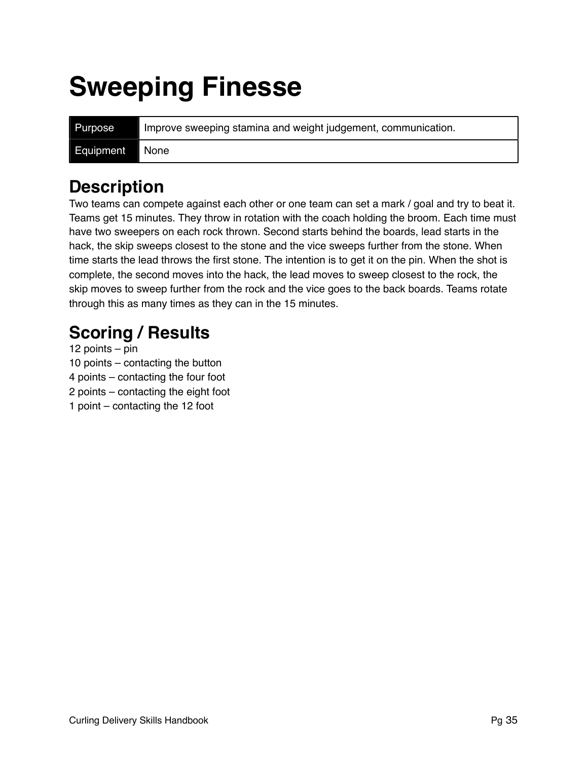# Sweeping Finesse

| Purpose | Improve sweeping stamina and weight judgement, communication. |
| --- | --- |
| Equipment | None |

## Description

Two teams can compete against each other or one team can set a mark / goal and try to beat it. Teams get 15 minutes. They throw in rotation with the coach holding the broom. Each time must have two sweepers on each rock thrown. Second starts behind the boards, lead starts in the hack, the skip sweeps closest to the stone and the vice sweeps further from the stone. When time starts the lead throws the first stone. The intention is to get it on the pin. When the shot is complete, the second moves into the hack, the lead moves to sweep closest to the rock, the skip moves to sweep further from the rock and the vice goes to the back boards. Teams rotate through this as many times as they can in the 15 minutes.

## Scoring / Results

12 points – pin
10 points – contacting the button
4 points – contacting the four foot
2 points – contacting the eight foot
1 point – contacting the 12 foot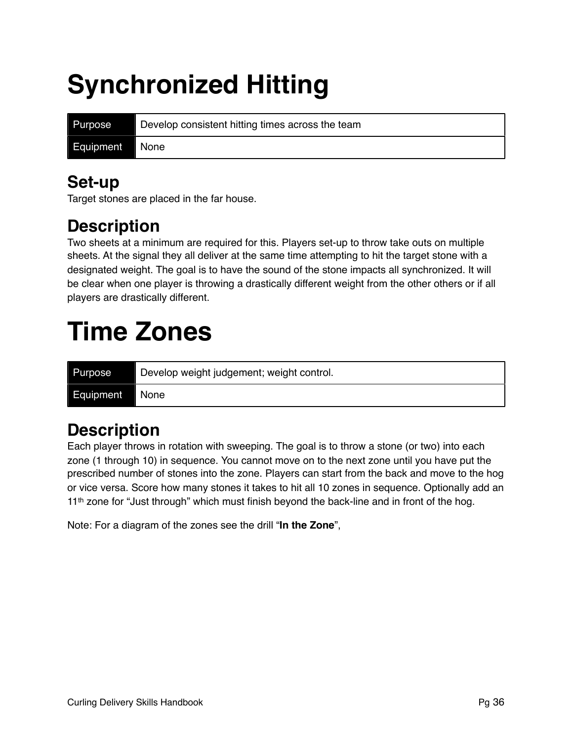# Synchronized Hitting

| | |
|---|---|
| Purpose | Develop consistent hitting times across the team |
| Equipment | None |

## Set-up

Target stones are placed in the far house.

## Description

Two sheets at a minimum are required for this. Players set-up to throw take outs on multiple sheets. At the signal they all deliver at the same time attempting to hit the target stone with a designated weight. The goal is to have the sound of the stone impacts all synchronized. It will be clear when one player is throwing a drastically different weight from the other others or if all players are drastically different.

# Time Zones

| | |
|---|---|
| Purpose | Develop weight judgement; weight control. |
| Equipment | None |

## Description

Each player throws in rotation with sweeping. The goal is to throw a stone (or two) into each zone (1 through 10) in sequence. You cannot move on to the next zone until you have put the prescribed number of stones into the zone. Players can start from the back and move to the hog or vice versa. Score how many stones it takes to hit all 10 zones in sequence. Optionally add an 11th zone for "Just through" which must finish beyond the back-line and in front of the hog.

Note: For a diagram of the zones see the drill "**In the Zone**",